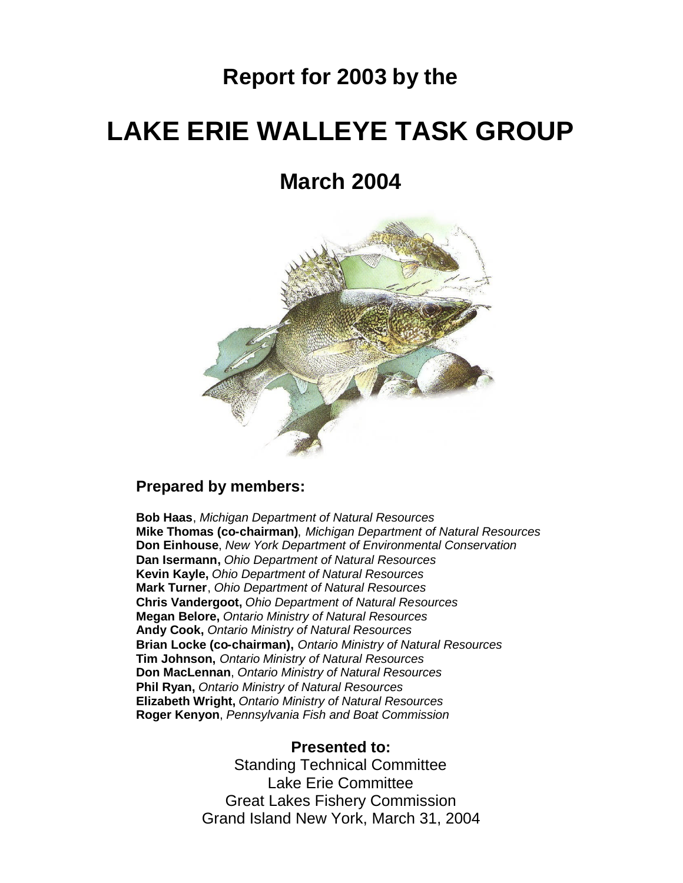# Report for 2003 by the

# LAKE ERIE WALLEYE TASK GROUP

## March 2004

### Prepared by members:

**Bob Haas**, *Michigan Department of Natural Resources*
**Mike Thomas (co-chairman)**, *Michigan Department of Natural Resources*
**Don Einhouse**, *New York Department of Environmental Conservation*
**Dan Isermann,** *Ohio Department of Natural Resources*
**Kevin Kayle,** *Ohio Department of Natural Resources*
**Mark Turner**, *Ohio Department of Natural Resources*
**Chris Vandergoot,** *Ohio Department of Natural Resources*
**Megan Belore,** *Ontario Ministry of Natural Resources*
**Andy Cook,** *Ontario Ministry of Natural Resources*
**Brian Locke (co-chairman),** *Ontario Ministry of Natural Resources*
**Tim Johnson,** *Ontario Ministry of Natural Resources*
**Don MacLennan**, *Ontario Ministry of Natural Resources*
**Phil Ryan,** *Ontario Ministry of Natural Resources*
**Elizabeth Wright,** *Ontario Ministry of Natural Resources*
**Roger Kenyon**, *Pennsylvania Fish and Boat Commission*

**Presented to:**

Standing Technical Committee
Lake Erie Committee
Great Lakes Fishery Commission
Grand Island New York, March 31, 2004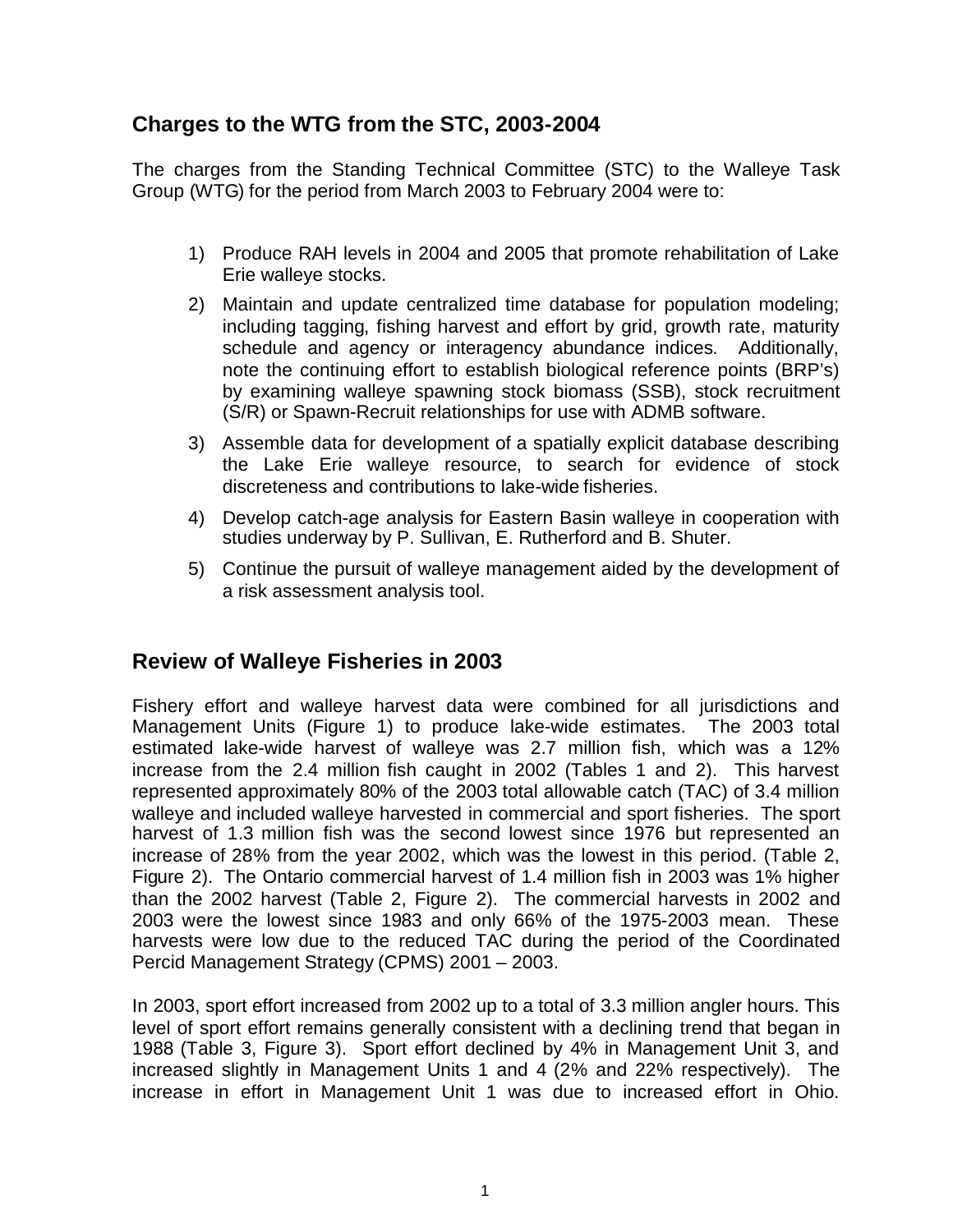## Charges to the WTG from the STC, 2003-2004

The charges from the Standing Technical Committee (STC) to the Walleye Task Group (WTG) for the period from March 2003 to February 2004 were to:

1) Produce RAH levels in 2004 and 2005 that promote rehabilitation of Lake Erie walleye stocks.
2) Maintain and update centralized time database for population modeling; including tagging, fishing harvest and effort by grid, growth rate, maturity schedule and agency or interagency abundance indices. Additionally, note the continuing effort to establish biological reference points (BRP's) by examining walleye spawning stock biomass (SSB), stock recruitment (S/R) or Spawn-Recruit relationships for use with ADMB software.
3) Assemble data for development of a spatially explicit database describing the Lake Erie walleye resource, to search for evidence of stock discreteness and contributions to lake-wide fisheries.
4) Develop catch-age analysis for Eastern Basin walleye in cooperation with studies underway by P. Sullivan, E. Rutherford and B. Shuter.
5) Continue the pursuit of walleye management aided by the development of a risk assessment analysis tool.

## Review of Walleye Fisheries in 2003

Fishery effort and walleye harvest data were combined for all jurisdictions and Management Units (Figure 1) to produce lake-wide estimates. The 2003 total estimated lake-wide harvest of walleye was 2.7 million fish, which was a 12% increase from the 2.4 million fish caught in 2002 (Tables 1 and 2). This harvest represented approximately 80% of the 2003 total allowable catch (TAC) of 3.4 million walleye and included walleye harvested in commercial and sport fisheries. The sport harvest of 1.3 million fish was the second lowest since 1976 but represented an increase of 28% from the year 2002, which was the lowest in this period. (Table 2, Figure 2). The Ontario commercial harvest of 1.4 million fish in 2003 was 1% higher than the 2002 harvest (Table 2, Figure 2). The commercial harvests in 2002 and 2003 were the lowest since 1983 and only 66% of the 1975-2003 mean. These harvests were low due to the reduced TAC during the period of the Coordinated Percid Management Strategy (CPMS) 2001 – 2003.

In 2003, sport effort increased from 2002 up to a total of 3.3 million angler hours. This level of sport effort remains generally consistent with a declining trend that began in 1988 (Table 3, Figure 3). Sport effort declined by 4% in Management Unit 3, and increased slightly in Management Units 1 and 4 (2% and 22% respectively). The increase in effort in Management Unit 1 was due to increased effort in Ohio.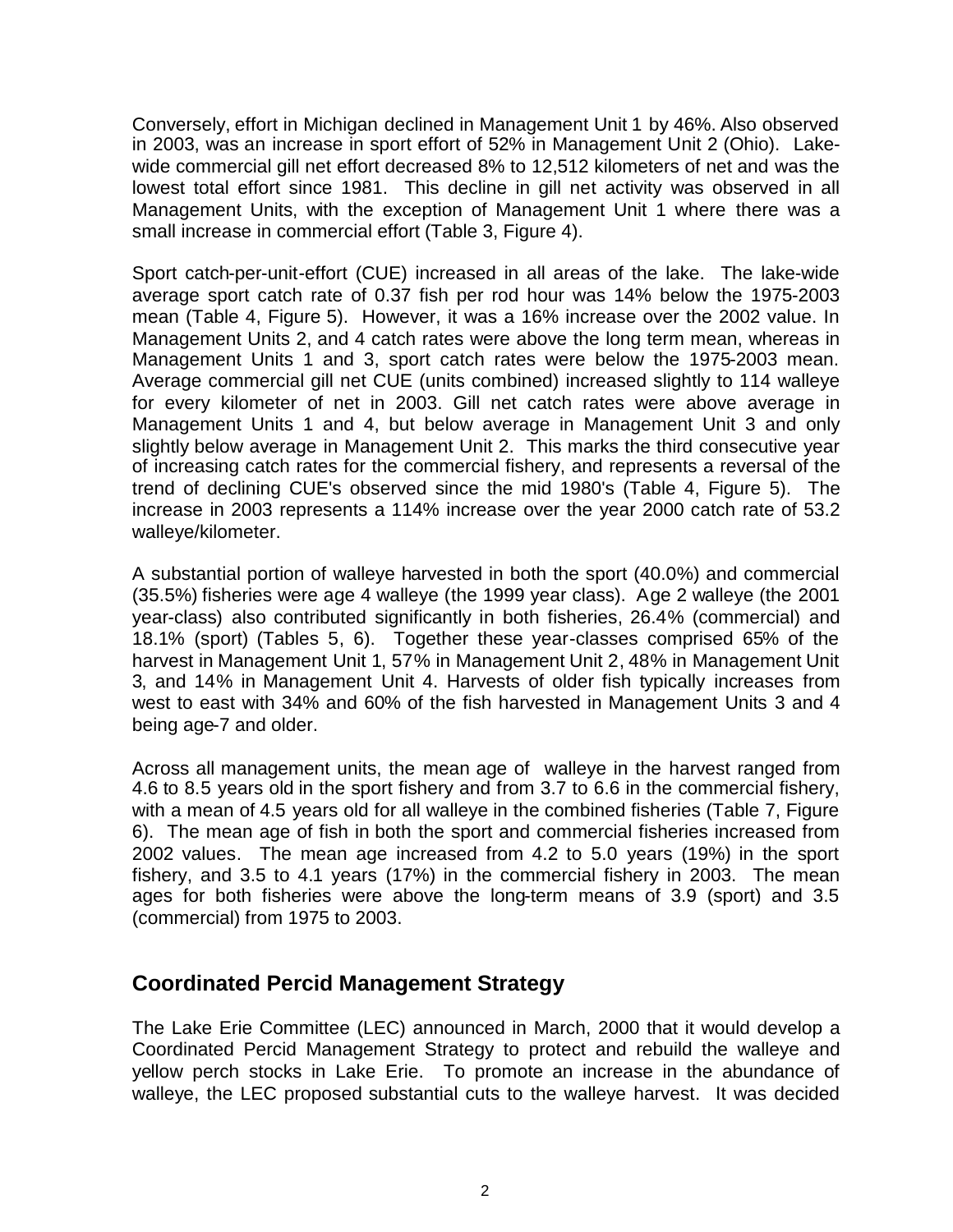Conversely, effort in Michigan declined in Management Unit 1 by 46%. Also observed in 2003, was an increase in sport effort of 52% in Management Unit 2 (Ohio). Lake-wide commercial gill net effort decreased 8% to 12,512 kilometers of net and was the lowest total effort since 1981. This decline in gill net activity was observed in all Management Units, with the exception of Management Unit 1 where there was a small increase in commercial effort (Table 3, Figure 4).

Sport catch-per-unit-effort (CUE) increased in all areas of the lake. The lake-wide average sport catch rate of 0.37 fish per rod hour was 14% below the 1975-2003 mean (Table 4, Figure 5). However, it was a 16% increase over the 2002 value. In Management Units 2, and 4 catch rates were above the long term mean, whereas in Management Units 1 and 3, sport catch rates were below the 1975-2003 mean. Average commercial gill net CUE (units combined) increased slightly to 114 walleye for every kilometer of net in 2003. Gill net catch rates were above average in Management Units 1 and 4, but below average in Management Unit 3 and only slightly below average in Management Unit 2. This marks the third consecutive year of increasing catch rates for the commercial fishery, and represents a reversal of the trend of declining CUE's observed since the mid 1980's (Table 4, Figure 5). The increase in 2003 represents a 114% increase over the year 2000 catch rate of 53.2 walleye/kilometer.

A substantial portion of walleye harvested in both the sport (40.0%) and commercial (35.5%) fisheries were age 4 walleye (the 1999 year class). Age 2 walleye (the 2001 year-class) also contributed significantly in both fisheries, 26.4% (commercial) and 18.1% (sport) (Tables 5, 6). Together these year-classes comprised 65% of the harvest in Management Unit 1, 57% in Management Unit 2, 48% in Management Unit 3, and 14% in Management Unit 4. Harvests of older fish typically increases from west to east with 34% and 60% of the fish harvested in Management Units 3 and 4 being age-7 and older.

Across all management units, the mean age of walleye in the harvest ranged from 4.6 to 8.5 years old in the sport fishery and from 3.7 to 6.6 in the commercial fishery, with a mean of 4.5 years old for all walleye in the combined fisheries (Table 7, Figure 6). The mean age of fish in both the sport and commercial fisheries increased from 2002 values. The mean age increased from 4.2 to 5.0 years (19%) in the sport fishery, and 3.5 to 4.1 years (17%) in the commercial fishery in 2003. The mean ages for both fisheries were above the long-term means of 3.9 (sport) and 3.5 (commercial) from 1975 to 2003.

## Coordinated Percid Management Strategy

The Lake Erie Committee (LEC) announced in March, 2000 that it would develop a Coordinated Percid Management Strategy to protect and rebuild the walleye and yellow perch stocks in Lake Erie. To promote an increase in the abundance of walleye, the LEC proposed substantial cuts to the walleye harvest. It was decided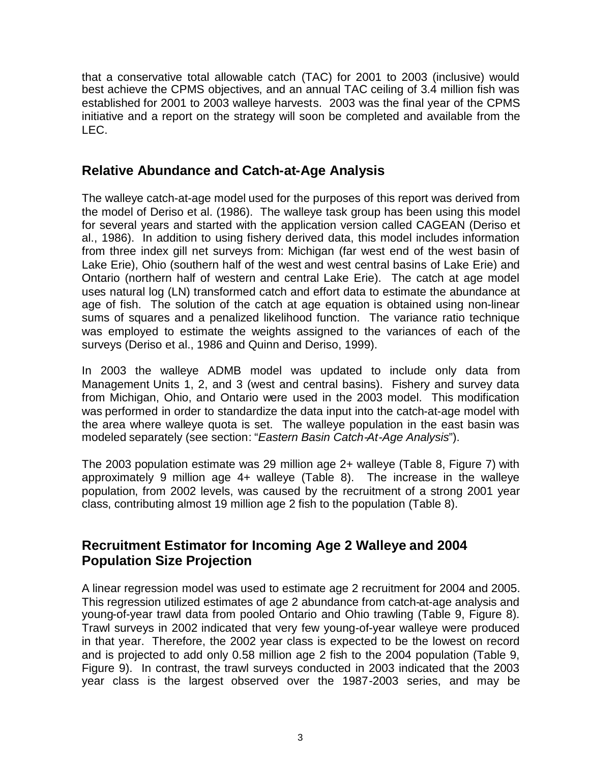that a conservative total allowable catch (TAC) for 2001 to 2003 (inclusive) would best achieve the CPMS objectives, and an annual TAC ceiling of 3.4 million fish was established for 2001 to 2003 walleye harvests. 2003 was the final year of the CPMS initiative and a report on the strategy will soon be completed and available from the LEC.

## Relative Abundance and Catch-at-Age Analysis

The walleye catch-at-age model used for the purposes of this report was derived from the model of Deriso et al. (1986). The walleye task group has been using this model for several years and started with the application version called CAGEAN (Deriso et al., 1986). In addition to using fishery derived data, this model includes information from three index gill net surveys from: Michigan (far west end of the west basin of Lake Erie), Ohio (southern half of the west and west central basins of Lake Erie) and Ontario (northern half of western and central Lake Erie). The catch at age model uses natural log (LN) transformed catch and effort data to estimate the abundance at age of fish. The solution of the catch at age equation is obtained using non-linear sums of squares and a penalized likelihood function. The variance ratio technique was employed to estimate the weights assigned to the variances of each of the surveys (Deriso et al., 1986 and Quinn and Deriso, 1999).

In 2003 the walleye ADMB model was updated to include only data from Management Units 1, 2, and 3 (west and central basins). Fishery and survey data from Michigan, Ohio, and Ontario were used in the 2003 model. This modification was performed in order to standardize the data input into the catch-at-age model with the area where walleye quota is set. The walleye population in the east basin was modeled separately (see section: "*Eastern Basin Catch-At-Age Analysis*").

The 2003 population estimate was 29 million age 2+ walleye (Table 8, Figure 7) with approximately 9 million age 4+ walleye (Table 8). The increase in the walleye population, from 2002 levels, was caused by the recruitment of a strong 2001 year class, contributing almost 19 million age 2 fish to the population (Table 8).

## Recruitment Estimator for Incoming Age 2 Walleye and 2004 Population Size Projection

A linear regression model was used to estimate age 2 recruitment for 2004 and 2005. This regression utilized estimates of age 2 abundance from catch-at-age analysis and young-of-year trawl data from pooled Ontario and Ohio trawling (Table 9, Figure 8). Trawl surveys in 2002 indicated that very few young-of-year walleye were produced in that year. Therefore, the 2002 year class is expected to be the lowest on record and is projected to add only 0.58 million age 2 fish to the 2004 population (Table 9, Figure 9). In contrast, the trawl surveys conducted in 2003 indicated that the 2003 year class is the largest observed over the 1987-2003 series, and may be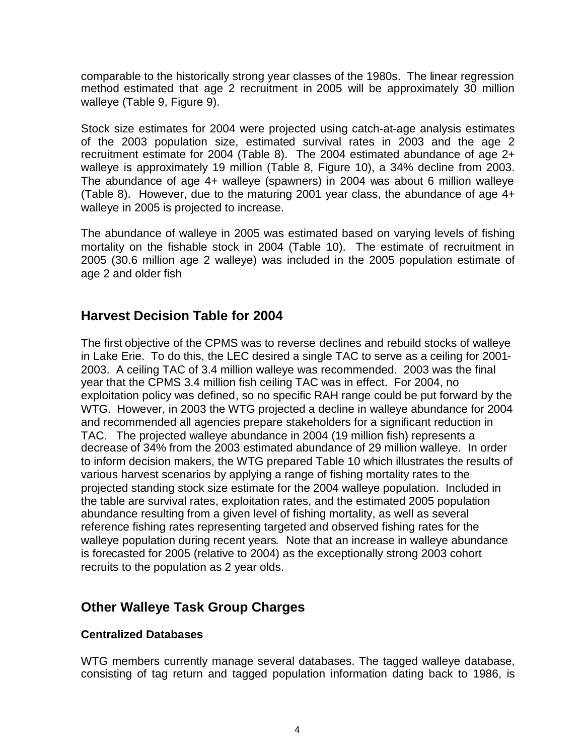comparable to the historically strong year classes of the 1980s. The linear regression method estimated that age 2 recruitment in 2005 will be approximately 30 million walleye (Table 9, Figure 9).

Stock size estimates for 2004 were projected using catch-at-age analysis estimates of the 2003 population size, estimated survival rates in 2003 and the age 2 recruitment estimate for 2004 (Table 8). The 2004 estimated abundance of age 2+ walleye is approximately 19 million (Table 8, Figure 10), a 34% decline from 2003. The abundance of age 4+ walleye (spawners) in 2004 was about 6 million walleye (Table 8). However, due to the maturing 2001 year class, the abundance of age 4+ walleye in 2005 is projected to increase.

The abundance of walleye in 2005 was estimated based on varying levels of fishing mortality on the fishable stock in 2004 (Table 10). The estimate of recruitment in 2005 (30.6 million age 2 walleye) was included in the 2005 population estimate of age 2 and older fish

## Harvest Decision Table for 2004

The first objective of the CPMS was to reverse declines and rebuild stocks of walleye in Lake Erie. To do this, the LEC desired a single TAC to serve as a ceiling for 2001-2003. A ceiling TAC of 3.4 million walleye was recommended. 2003 was the final year that the CPMS 3.4 million fish ceiling TAC was in effect. For 2004, no exploitation policy was defined, so no specific RAH range could be put forward by the WTG. However, in 2003 the WTG projected a decline in walleye abundance for 2004 and recommended all agencies prepare stakeholders for a significant reduction in TAC. The projected walleye abundance in 2004 (19 million fish) represents a decrease of 34% from the 2003 estimated abundance of 29 million walleye. In order to inform decision makers, the WTG prepared Table 10 which illustrates the results of various harvest scenarios by applying a range of fishing mortality rates to the projected standing stock size estimate for the 2004 walleye population. Included in the table are survival rates, exploitation rates, and the estimated 2005 population abundance resulting from a given level of fishing mortality, as well as several reference fishing rates representing targeted and observed fishing rates for the walleye population during recent years. Note that an increase in walleye abundance is forecasted for 2005 (relative to 2004) as the exceptionally strong 2003 cohort recruits to the population as 2 year olds.

## Other Walleye Task Group Charges

### Centralized Databases

WTG members currently manage several databases. The tagged walleye database, consisting of tag return and tagged population information dating back to 1986, is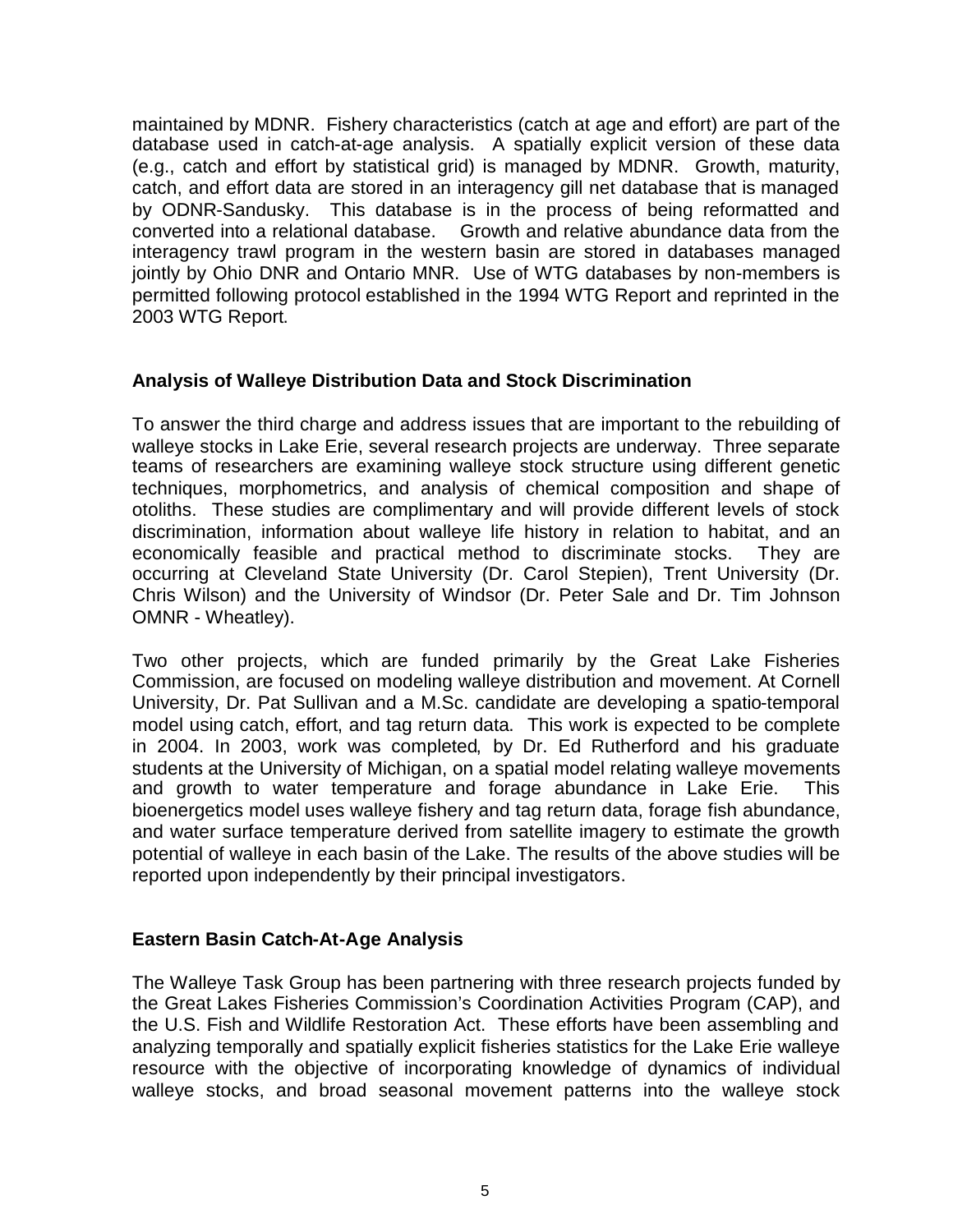maintained by MDNR. Fishery characteristics (catch at age and effort) are part of the database used in catch-at-age analysis. A spatially explicit version of these data (e.g., catch and effort by statistical grid) is managed by MDNR. Growth, maturity, catch, and effort data are stored in an interagency gill net database that is managed by ODNR-Sandusky. This database is in the process of being reformatted and converted into a relational database. Growth and relative abundance data from the interagency trawl program in the western basin are stored in databases managed jointly by Ohio DNR and Ontario MNR. Use of WTG databases by non-members is permitted following protocol established in the 1994 WTG Report and reprinted in the 2003 WTG Report.

## Analysis of Walleye Distribution Data and Stock Discrimination

To answer the third charge and address issues that are important to the rebuilding of walleye stocks in Lake Erie, several research projects are underway. Three separate teams of researchers are examining walleye stock structure using different genetic techniques, morphometrics, and analysis of chemical composition and shape of otoliths. These studies are complimentary and will provide different levels of stock discrimination, information about walleye life history in relation to habitat, and an economically feasible and practical method to discriminate stocks. They are occurring at Cleveland State University (Dr. Carol Stepien), Trent University (Dr. Chris Wilson) and the University of Windsor (Dr. Peter Sale and Dr. Tim Johnson OMNR - Wheatley).

Two other projects, which are funded primarily by the Great Lake Fisheries Commission, are focused on modeling walleye distribution and movement. At Cornell University, Dr. Pat Sullivan and a M.Sc. candidate are developing a spatio-temporal model using catch, effort, and tag return data. This work is expected to be complete in 2004. In 2003, work was completed, by Dr. Ed Rutherford and his graduate students at the University of Michigan, on a spatial model relating walleye movements and growth to water temperature and forage abundance in Lake Erie. This bioenergetics model uses walleye fishery and tag return data, forage fish abundance, and water surface temperature derived from satellite imagery to estimate the growth potential of walleye in each basin of the Lake. The results of the above studies will be reported upon independently by their principal investigators.

## Eastern Basin Catch-At-Age Analysis

The Walleye Task Group has been partnering with three research projects funded by the Great Lakes Fisheries Commission's Coordination Activities Program (CAP), and the U.S. Fish and Wildlife Restoration Act. These efforts have been assembling and analyzing temporally and spatially explicit fisheries statistics for the Lake Erie walleye resource with the objective of incorporating knowledge of dynamics of individual walleye stocks, and broad seasonal movement patterns into the walleye stock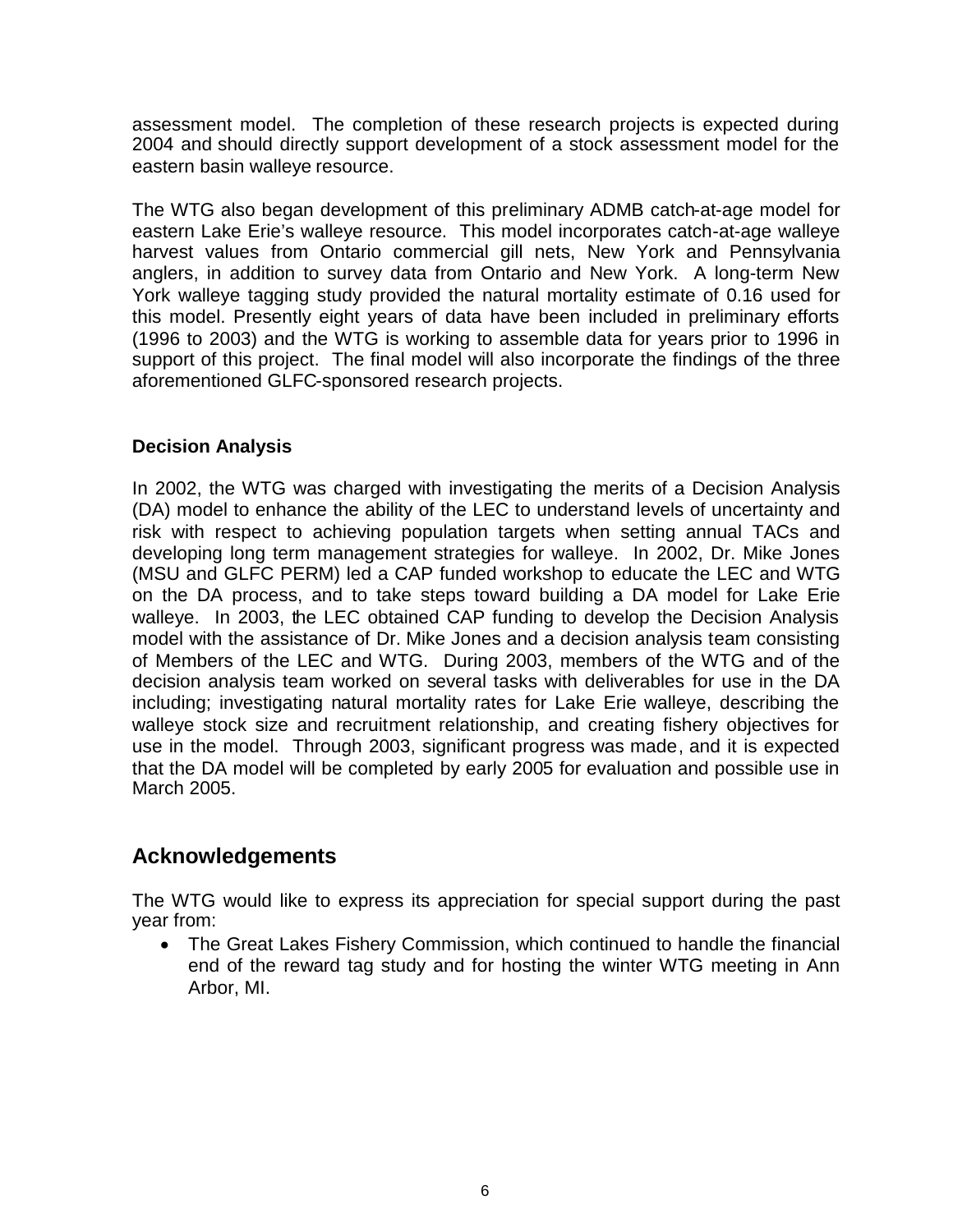assessment model. The completion of these research projects is expected during 2004 and should directly support development of a stock assessment model for the eastern basin walleye resource.

The WTG also began development of this preliminary ADMB catch-at-age model for eastern Lake Erie's walleye resource. This model incorporates catch-at-age walleye harvest values from Ontario commercial gill nets, New York and Pennsylvania anglers, in addition to survey data from Ontario and New York. A long-term New York walleye tagging study provided the natural mortality estimate of 0.16 used for this model. Presently eight years of data have been included in preliminary efforts (1996 to 2003) and the WTG is working to assemble data for years prior to 1996 in support of this project. The final model will also incorporate the findings of the three aforementioned GLFC-sponsored research projects.

### Decision Analysis

In 2002, the WTG was charged with investigating the merits of a Decision Analysis (DA) model to enhance the ability of the LEC to understand levels of uncertainty and risk with respect to achieving population targets when setting annual TACs and developing long term management strategies for walleye. In 2002, Dr. Mike Jones (MSU and GLFC PERM) led a CAP funded workshop to educate the LEC and WTG on the DA process, and to take steps toward building a DA model for Lake Erie walleye. In 2003, the LEC obtained CAP funding to develop the Decision Analysis model with the assistance of Dr. Mike Jones and a decision analysis team consisting of Members of the LEC and WTG. During 2003, members of the WTG and of the decision analysis team worked on several tasks with deliverables for use in the DA including; investigating natural mortality rates for Lake Erie walleye, describing the walleye stock size and recruitment relationship, and creating fishery objectives for use in the model. Through 2003, significant progress was made, and it is expected that the DA model will be completed by early 2005 for evaluation and possible use in March 2005.

## Acknowledgements

The WTG would like to express its appreciation for special support during the past year from:

- The Great Lakes Fishery Commission, which continued to handle the financial end of the reward tag study and for hosting the winter WTG meeting in Ann Arbor, MI.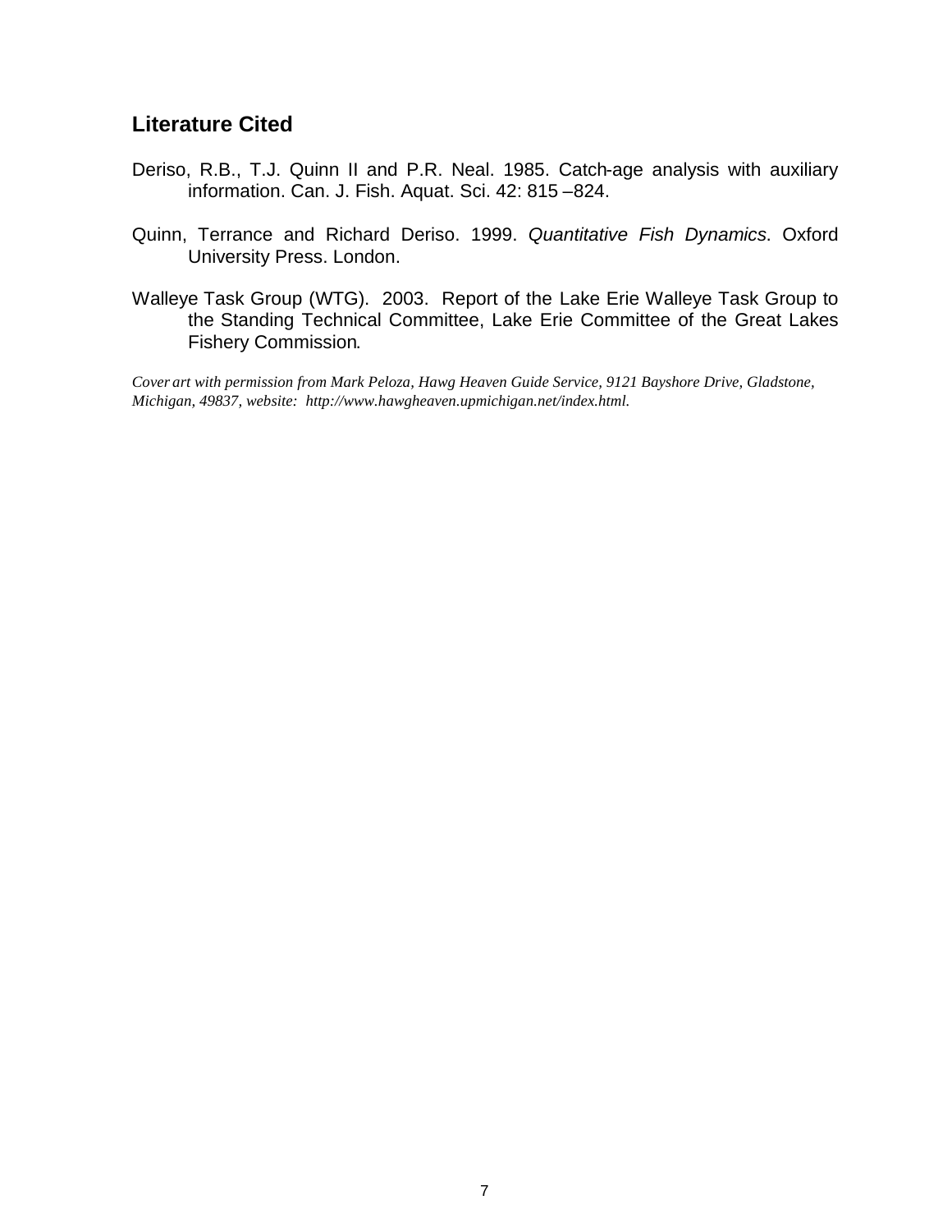## Literature Cited

Deriso, R.B., T.J. Quinn II and P.R. Neal. 1985. Catch-age analysis with auxiliary information. Can. J. Fish. Aquat. Sci. 42: 815 –824.

Quinn, Terrance and Richard Deriso. 1999. *Quantitative Fish Dynamics*. Oxford University Press. London.

Walleye Task Group (WTG). 2003. Report of the Lake Erie Walleye Task Group to the Standing Technical Committee, Lake Erie Committee of the Great Lakes Fishery Commission.

*Cover art with permission from Mark Peloza, Hawg Heaven Guide Service, 9121 Bayshore Drive, Gladstone, Michigan, 49837, website: http://www.hawgheaven.upmichigan.net/index.html.*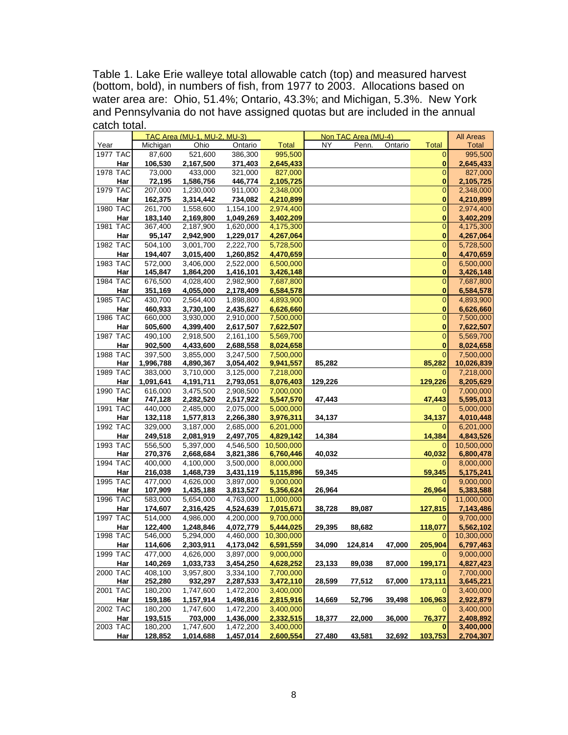Table 1. Lake Erie walleye total allowable catch (top) and measured harvest (bottom, bold), in numbers of fish, from 1977 to 2003. Allocations based on water area are: Ohio, 51.4%; Ontario, 43.3%; and Michigan, 5.3%. New York and Pennsylvania do not have assigned quotas but are included in the annual catch total.

| | | TAC Area (MU-1, MU-2, MU-3) | | | | Non TAC Area (MU-4) | | | | All Areas |
|---|---|---|---|---|---|---|---|---|---|---|
| Year | | Michigan | Ohio | Ontario | Total | NY | Penn. | Ontario | Total | Total |
| 1977 | TAC | 87,600 | 521,600 | 386,300 | 995,500 | | | | 0 | 995,500 |
| | **Har** | **106,530** | **2,167,500** | **371,403** | **2,645,433** | | | | **0** | **2,645,433** |
| 1978 | TAC | 73,000 | 433,000 | 321,000 | 827,000 | | | | 0 | 827,000 |
| | **Har** | **72,195** | **1,586,756** | **446,774** | **2,105,725** | | | | **0** | **2,105,725** |
| 1979 | TAC | 207,000 | 1,230,000 | 911,000 | 2,348,000 | | | | 0 | 2,348,000 |
| | **Har** | **162,375** | **3,314,442** | **734,082** | **4,210,899** | | | | **0** | **4,210,899** |
| 1980 | TAC | 261,700 | 1,558,600 | 1,154,100 | 2,974,400 | | | | 0 | 2,974,400 |
| | **Har** | **183,140** | **2,169,800** | **1,049,269** | **3,402,209** | | | | **0** | **3,402,209** |
| 1981 | TAC | 367,400 | 2,187,900 | 1,620,000 | 4,175,300 | | | | 0 | 4,175,300 |
| | **Har** | **95,147** | **2,942,900** | **1,229,017** | **4,267,064** | | | | **0** | **4,267,064** |
| 1982 | TAC | 504,100 | 3,001,700 | 2,222,700 | 5,728,500 | | | | 0 | 5,728,500 |
| | **Har** | **194,407** | **3,015,400** | **1,260,852** | **4,470,659** | | | | **0** | **4,470,659** |
| 1983 | TAC | 572,000 | 3,406,000 | 2,522,000 | 6,500,000 | | | | 0 | 6,500,000 |
| | **Har** | **145,847** | **1,864,200** | **1,416,101** | **3,426,148** | | | | **0** | **3,426,148** |
| 1984 | TAC | 676,500 | 4,028,400 | 2,982,900 | 7,687,800 | | | | 0 | 7,687,800 |
| | **Har** | **351,169** | **4,055,000** | **2,178,409** | **6,584,578** | | | | **0** | **6,584,578** |
| 1985 | TAC | 430,700 | 2,564,400 | 1,898,800 | 4,893,900 | | | | 0 | 4,893,900 |
| | **Har** | **460,933** | **3,730,100** | **2,435,627** | **6,626,660** | | | | **0** | **6,626,660** |
| 1986 | TAC | 660,000 | 3,930,000 | 2,910,000 | 7,500,000 | | | | 0 | 7,500,000 |
| | **Har** | **605,600** | **4,399,400** | **2,617,507** | **7,622,507** | | | | **0** | **7,622,507** |
| 1987 | TAC | 490,100 | 2,918,500 | 2,161,100 | 5,569,700 | | | | 0 | 5,569,700 |
| | **Har** | **902,500** | **4,433,600** | **2,688,558** | **8,024,658** | | | | **0** | **8,024,658** |
| 1988 | TAC | 397,500 | 3,855,000 | 3,247,500 | 7,500,000 | | | | 0 | 7,500,000 |
| | **Har** | **1,996,788** | **4,890,367** | **3,054,402** | **9,941,557** | **85,282** | | | **85,282** | **10,026,839** |
| 1989 | TAC | 383,000 | 3,710,000 | 3,125,000 | 7,218,000 | | | | 0 | 7,218,000 |
| | **Har** | **1,091,641** | **4,191,711** | **2,793,051** | **8,076,403** | **129,226** | | | **129,226** | **8,205,629** |
| 1990 | TAC | 616,000 | 3,475,500 | 2,908,500 | 7,000,000 | | | | 0 | 7,000,000 |
| | **Har** | **747,128** | **2,282,520** | **2,517,922** | **5,547,570** | **47,443** | | | **47,443** | **5,595,013** |
| 1991 | TAC | 440,000 | 2,485,000 | 2,075,000 | 5,000,000 | | | | 0 | 5,000,000 |
| | **Har** | **132,118** | **1,577,813** | **2,266,380** | **3,976,311** | **34,137** | | | **34,137** | **4,010,448** |
| 1992 | TAC | 329,000 | 3,187,000 | 2,685,000 | 6,201,000 | | | | 0 | 6,201,000 |
| | **Har** | **249,518** | **2,081,919** | **2,497,705** | **4,829,142** | **14,384** | | | **14,384** | **4,843,526** |
| 1993 | TAC | 556,500 | 5,397,000 | 4,546,500 | 10,500,000 | | | | 0 | 10,500,000 |
| | **Har** | **270,376** | **2,668,684** | **3,821,386** | **6,760,446** | **40,032** | | | **40,032** | **6,800,478** |
| 1994 | TAC | 400,000 | 4,100,000 | 3,500,000 | 8,000,000 | | | | 0 | 8,000,000 |
| | **Har** | **216,038** | **1,468,739** | **3,431,119** | **5,115,896** | **59,345** | | | **59,345** | **5,175,241** |
| 1995 | TAC | 477,000 | 4,626,000 | 3,897,000 | 9,000,000 | | | | 0 | 9,000,000 |
| | **Har** | **107,909** | **1,435,188** | **3,813,527** | **5,356,624** | **26,964** | | | **26,964** | **5,383,588** |
| 1996 | TAC | 583,000 | 5,654,000 | 4,763,000 | 11,000,000 | | | | 0 | 11,000,000 |
| | **Har** | **174,607** | **2,316,425** | **4,524,639** | **7,015,671** | **38,728** | **89,087** | | **127,815** | **7,143,486** |
| 1997 | TAC | 514,000 | 4,986,000 | 4,200,000 | 9,700,000 | | | | 0 | 9,700,000 |
| | **Har** | **122,400** | **1,248,846** | **4,072,779** | **5,444,025** | **29,395** | **88,682** | | **118,077** | **5,562,102** |
| 1998 | TAC | 546,000 | 5,294,000 | 4,460,000 | 10,300,000 | | | | 0 | 10,300,000 |
| | **Har** | **114,606** | **2,303,911** | **4,173,042** | **6,591,559** | **34,090** | **124,814** | **47,000** | **205,904** | **6,797,463** |
| 1999 | TAC | 477,000 | 4,626,000 | 3,897,000 | 9,000,000 | | | | 0 | 9,000,000 |
| | **Har** | **140,269** | **1,033,733** | **3,454,250** | **4,628,252** | **23,133** | **89,038** | **87,000** | **199,171** | **4,827,423** |
| 2000 | TAC | 408,100 | 3,957,800 | 3,334,100 | 7,700,000 | | | | 0 | 7,700,000 |
| | **Har** | **252,280** | **932,297** | **2,287,533** | **3,472,110** | **28,599** | **77,512** | **67,000** | **173,111** | **3,645,221** |
| 2001 | TAC | 180,200 | 1,747,600 | 1,472,200 | 3,400,000 | | | | 0 | 3,400,000 |
| | **Har** | **159,186** | **1,157,914** | **1,498,816** | **2,815,916** | **14,669** | **52,796** | **39,498** | **106,963** | **2,922,879** |
| 2002 | TAC | 180,200 | 1,747,600 | 1,472,200 | 3,400,000 | | | | 0 | 3,400,000 |
| | **Har** | **193,515** | **703,000** | **1,436,000** | **2,332,515** | **18,377** | **22,000** | **36,000** | **76,377** | **2,408,892** |
| 2003 | TAC | 180,200 | 1,747,600 | 1,472,200 | 3,400,000 | | | | **0** | **3,400,000** |
| | **Har** | **128,852** | **1,014,688** | **1,457,014** | **2,600,554** | **27,480** | **43,581** | **32,692** | **103,753** | **2,704,307** |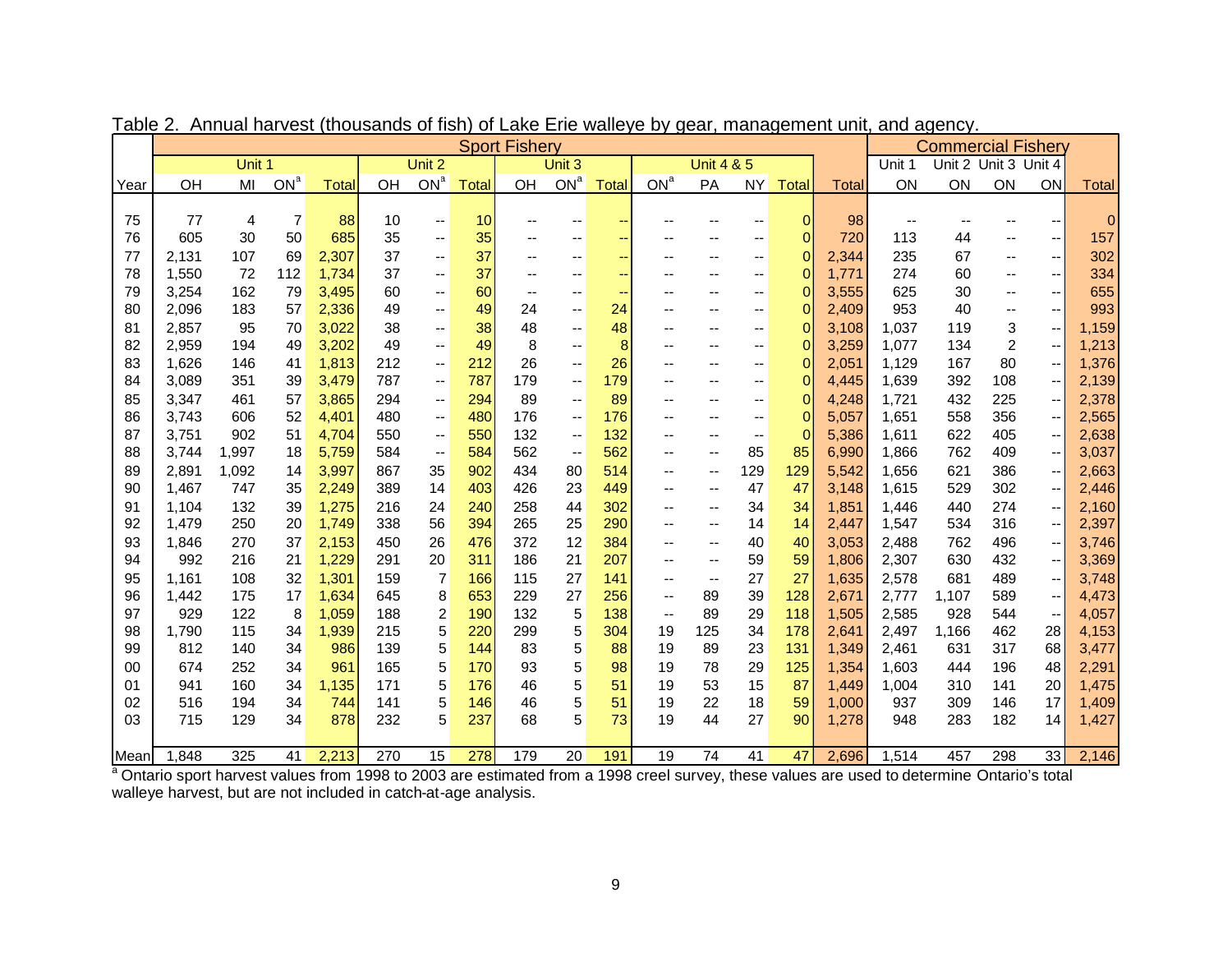Table 2. Annual harvest (thousands of fish) of Lake Erie walleye by gear, management unit, and agency.

| | Sport Fishery | | | | | | | | | | | | | | | | Commercial Fishery | | | | |
|---|---|---|---|---|---|---|---|---|---|---|---|---|---|---|---|---|---|---|---|---|---|
| | Unit 1 | | | | Unit 2 | | | Unit 3 | | | Unit 4 & 5 | | | | | Unit 1 | Unit 2 | Unit 3 | Unit 4 | |
| Year | OH | MI | ON[a] | Total | OH | ON[a] | Total | OH | ON[a] | Total | ON[a] | PA | NY | Total | Total | ON | ON | ON | ON | Total |
| 75 | 77 | 4 | 7 | 88 | 10 | -- | 10 | -- | -- | -- | -- | -- | -- | 0 | 98 | -- | -- | -- | -- | 0 |
| 76 | 605 | 30 | 50 | 685 | 35 | -- | 35 | -- | -- | -- | -- | -- | -- | 0 | 720 | 113 | 44 | -- | -- | 157 |
| 77 | 2,131 | 107 | 69 | 2,307 | 37 | -- | 37 | -- | -- | -- | -- | -- | -- | 0 | 2,344 | 235 | 67 | -- | -- | 302 |
| 78 | 1,550 | 72 | 112 | 1,734 | 37 | -- | 37 | -- | -- | -- | -- | -- | -- | 0 | 1,771 | 274 | 60 | -- | -- | 334 |
| 79 | 3,254 | 162 | 79 | 3,495 | 60 | -- | 60 | -- | -- | -- | -- | -- | -- | 0 | 3,555 | 625 | 30 | -- | -- | 655 |
| 80 | 2,096 | 183 | 57 | 2,336 | 49 | -- | 49 | 24 | -- | 24 | -- | -- | -- | 0 | 2,409 | 953 | 40 | -- | -- | 993 |
| 81 | 2,857 | 95 | 70 | 3,022 | 38 | -- | 38 | 48 | -- | 48 | -- | -- | -- | 0 | 3,108 | 1,037 | 119 | 3 | -- | 1,159 |
| 82 | 2,959 | 194 | 49 | 3,202 | 49 | -- | 49 | 8 | -- | 8 | -- | -- | -- | 0 | 3,259 | 1,077 | 134 | 2 | -- | 1,213 |
| 83 | 1,626 | 146 | 41 | 1,813 | 212 | -- | 212 | 26 | -- | 26 | -- | -- | -- | 0 | 2,051 | 1,129 | 167 | 80 | -- | 1,376 |
| 84 | 3,089 | 351 | 39 | 3,479 | 787 | -- | 787 | 179 | -- | 179 | -- | -- | -- | 0 | 4,445 | 1,639 | 392 | 108 | -- | 2,139 |
| 85 | 3,347 | 461 | 57 | 3,865 | 294 | -- | 294 | 89 | -- | 89 | -- | -- | -- | 0 | 4,248 | 1,721 | 432 | 225 | -- | 2,378 |
| 86 | 3,743 | 606 | 52 | 4,401 | 480 | -- | 480 | 176 | -- | 176 | -- | -- | -- | 0 | 5,057 | 1,651 | 558 | 356 | -- | 2,565 |
| 87 | 3,751 | 902 | 51 | 4,704 | 550 | -- | 550 | 132 | -- | 132 | -- | -- | -- | 0 | 5,386 | 1,611 | 622 | 405 | -- | 2,638 |
| 88 | 3,744 | 1,997 | 18 | 5,759 | 584 | -- | 584 | 562 | -- | 562 | -- | -- | 85 | 85 | 6,990 | 1,866 | 762 | 409 | -- | 3,037 |
| 89 | 2,891 | 1,092 | 14 | 3,997 | 867 | 35 | 902 | 434 | 80 | 514 | -- | -- | 129 | 129 | 5,542 | 1,656 | 621 | 386 | -- | 2,663 |
| 90 | 1,467 | 747 | 35 | 2,249 | 389 | 14 | 403 | 426 | 23 | 449 | -- | -- | 47 | 47 | 3,148 | 1,615 | 529 | 302 | -- | 2,446 |
| 91 | 1,104 | 132 | 39 | 1,275 | 216 | 24 | 240 | 258 | 44 | 302 | -- | -- | 34 | 34 | 1,851 | 1,446 | 440 | 274 | -- | 2,160 |
| 92 | 1,479 | 250 | 20 | 1,749 | 338 | 56 | 394 | 265 | 25 | 290 | -- | -- | 14 | 14 | 2,447 | 1,547 | 534 | 316 | -- | 2,397 |
| 93 | 1,846 | 270 | 37 | 2,153 | 450 | 26 | 476 | 372 | 12 | 384 | -- | -- | 40 | 40 | 3,053 | 2,488 | 762 | 496 | -- | 3,746 |
| 94 | 992 | 216 | 21 | 1,229 | 291 | 20 | 311 | 186 | 21 | 207 | -- | -- | 59 | 59 | 1,806 | 2,307 | 630 | 432 | -- | 3,369 |
| 95 | 1,161 | 108 | 32 | 1,301 | 159 | 7 | 166 | 115 | 27 | 141 | -- | -- | 27 | 27 | 1,635 | 2,578 | 681 | 489 | -- | 3,748 |
| 96 | 1,442 | 175 | 17 | 1,634 | 645 | 8 | 653 | 229 | 27 | 256 | -- | 89 | 39 | 128 | 2,671 | 2,777 | 1,107 | 589 | -- | 4,473 |
| 97 | 929 | 122 | 8 | 1,059 | 188 | 2 | 190 | 132 | 5 | 138 | -- | 89 | 29 | 118 | 1,505 | 2,585 | 928 | 544 | -- | 4,057 |
| 98 | 1,790 | 115 | 34 | 1,939 | 215 | 5 | 220 | 299 | 5 | 304 | 19 | 125 | 34 | 178 | 2,641 | 2,497 | 1,166 | 462 | 28 | 4,153 |
| 99 | 812 | 140 | 34 | 986 | 139 | 5 | 144 | 83 | 5 | 88 | 19 | 89 | 23 | 131 | 1,349 | 2,461 | 631 | 317 | 68 | 3,477 |
| 00 | 674 | 252 | 34 | 961 | 165 | 5 | 170 | 93 | 5 | 98 | 19 | 78 | 29 | 125 | 1,354 | 1,603 | 444 | 196 | 48 | 2,291 |
| 01 | 941 | 160 | 34 | 1,135 | 171 | 5 | 176 | 46 | 5 | 51 | 19 | 53 | 15 | 87 | 1,449 | 1,004 | 310 | 141 | 20 | 1,475 |
| 02 | 516 | 194 | 34 | 744 | 141 | 5 | 146 | 46 | 5 | 51 | 19 | 22 | 18 | 59 | 1,000 | 937 | 309 | 146 | 17 | 1,409 |
| 03 | 715 | 129 | 34 | 878 | 232 | 5 | 237 | 68 | 5 | 73 | 19 | 44 | 27 | 90 | 1,278 | 948 | 283 | 182 | 14 | 1,427 |
| Mean | 1,848 | 325 | 41 | 2,213 | 270 | 15 | 278 | 179 | 20 | 191 | 19 | 74 | 41 | 47 | 2,696 | 1,514 | 457 | 298 | 33 | 2,146 |

[a] Ontario sport harvest values from 1998 to 2003 are estimated from a 1998 creel survey, these values are used to determine Ontario's total walleye harvest, but are not included in catch-at-age analysis.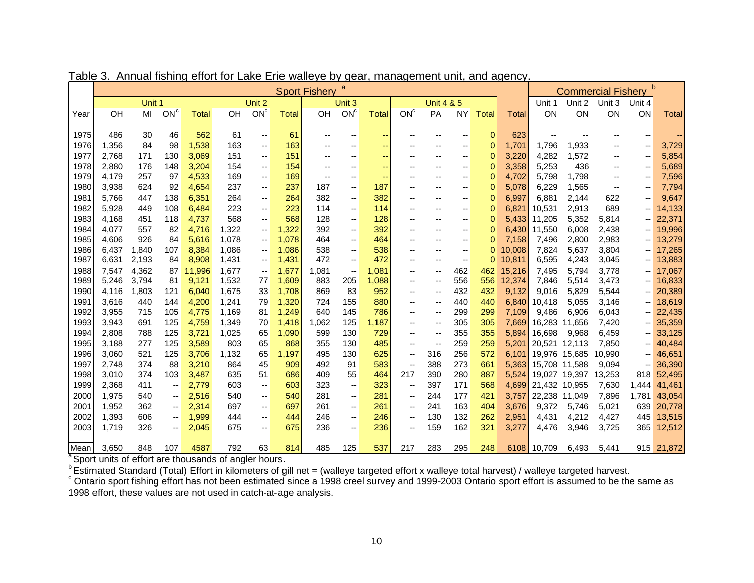Table 3. Annual fishing effort for Lake Erie walleye by gear, management unit, and agency.

| | Sport Fishery [a] | | | | | | | | | | | | | | | | Commercial Fishery [b] | | | | |
|---|---|---|---|---|---|---|---|---|---|---|---|---|---|---|---|---|---|---|---|---|---|
| | Unit 1 | | | | Unit 2 | | | Unit 3 | | | Unit 4 & 5 | | | | | | Unit 1 | Unit 2 | Unit 3 | Unit 4 | |
| Year | OH | MI | ON[c] | Total | OH | ON[c] | Total | OH | ON[c] | Total | ON[c] | PA | NY | Total | Total | | ON | ON | ON | ON | Total |
| 1975 | 486 | 30 | 46 | 562 | 61 | -- | 61 | -- | -- | -- | -- | -- | -- | 0 | 623 | | -- | -- | -- | -- | -- |
| 1976 | 1,356 | 84 | 98 | 1,538 | 163 | -- | 163 | -- | -- | -- | -- | -- | -- | 0 | 1,701 | | 1,796 | 1,933 | -- | -- | 3,729 |
| 1977 | 2,768 | 171 | 130 | 3,069 | 151 | -- | 151 | -- | -- | -- | -- | -- | -- | 0 | 3,220 | | 4,282 | 1,572 | -- | -- | 5,854 |
| 1978 | 2,880 | 176 | 148 | 3,204 | 154 | -- | 154 | -- | -- | -- | -- | -- | -- | 0 | 3,358 | | 5,253 | 436 | -- | -- | 5,689 |
| 1979 | 4,179 | 257 | 97 | 4,533 | 169 | -- | 169 | -- | -- | -- | -- | -- | -- | 0 | 4,702 | | 5,798 | 1,798 | -- | -- | 7,596 |
| 1980 | 3,938 | 624 | 92 | 4,654 | 237 | -- | 237 | 187 | -- | 187 | -- | -- | -- | 0 | 5,078 | | 6,229 | 1,565 | -- | -- | 7,794 |
| 1981 | 5,766 | 447 | 138 | 6,351 | 264 | -- | 264 | 382 | -- | 382 | -- | -- | -- | 0 | 6,997 | | 6,881 | 2,144 | 622 | -- | 9,647 |
| 1982 | 5,928 | 449 | 108 | 6,484 | 223 | -- | 223 | 114 | -- | 114 | -- | -- | -- | 0 | 6,821 | | 10,531 | 2,913 | 689 | -- | 14,133 |
| 1983 | 4,168 | 451 | 118 | 4,737 | 568 | -- | 568 | 128 | -- | 128 | -- | -- | -- | 0 | 5,433 | | 11,205 | 5,352 | 5,814 | -- | 22,371 |
| 1984 | 4,077 | 557 | 82 | 4,716 | 1,322 | -- | 1,322 | 392 | -- | 392 | -- | -- | -- | 0 | 6,430 | | 11,550 | 6,008 | 2,438 | -- | 19,996 |
| 1985 | 4,606 | 926 | 84 | 5,616 | 1,078 | -- | 1,078 | 464 | -- | 464 | -- | -- | -- | 0 | 7,158 | | 7,496 | 2,800 | 2,983 | -- | 13,279 |
| 1986 | 6,437 | 1,840 | 107 | 8,384 | 1,086 | -- | 1,086 | 538 | -- | 538 | -- | -- | -- | 0 | 10,008 | | 7,824 | 5,637 | 3,804 | -- | 17,265 |
| 1987 | 6,631 | 2,193 | 84 | 8,908 | 1,431 | -- | 1,431 | 472 | -- | 472 | -- | -- | -- | 0 | 10,811 | | 6,595 | 4,243 | 3,045 | -- | 13,883 |
| 1988 | 7,547 | 4,362 | 87 | 11,996 | 1,677 | -- | 1,677 | 1,081 | -- | 1,081 | -- | -- | 462 | 462 | 15,216 | | 7,495 | 5,794 | 3,778 | -- | 17,067 |
| 1989 | 5,246 | 3,794 | 81 | 9,121 | 1,532 | 77 | 1,609 | 883 | 205 | 1,088 | -- | -- | 556 | 556 | 12,374 | | 7,846 | 5,514 | 3,473 | -- | 16,833 |
| 1990 | 4,116 | 1,803 | 121 | 6,040 | 1,675 | 33 | 1,708 | 869 | 83 | 952 | -- | -- | 432 | 432 | 9,132 | | 9,016 | 5,829 | 5,544 | -- | 20,389 |
| 1991 | 3,616 | 440 | 144 | 4,200 | 1,241 | 79 | 1,320 | 724 | 155 | 880 | -- | -- | 440 | 440 | 6,840 | | 10,418 | 5,055 | 3,146 | -- | 18,619 |
| 1992 | 3,955 | 715 | 105 | 4,775 | 1,169 | 81 | 1,249 | 640 | 145 | 786 | -- | -- | 299 | 299 | 7,109 | | 9,486 | 6,906 | 6,043 | -- | 22,435 |
| 1993 | 3,943 | 691 | 125 | 4,759 | 1,349 | 70 | 1,418 | 1,062 | 125 | 1,187 | -- | -- | 305 | 305 | 7,669 | | 16,283 | 11,656 | 7,420 | -- | 35,359 |
| 1994 | 2,808 | 788 | 125 | 3,721 | 1,025 | 65 | 1,090 | 599 | 130 | 729 | -- | -- | 355 | 355 | 5,894 | | 16,698 | 9,968 | 6,459 | -- | 33,125 |
| 1995 | 3,188 | 277 | 125 | 3,589 | 803 | 65 | 868 | 355 | 130 | 485 | -- | -- | 259 | 259 | 5,201 | | 20,521 | 12,113 | 7,850 | -- | 40,484 |
| 1996 | 3,060 | 521 | 125 | 3,706 | 1,132 | 65 | 1,197 | 495 | 130 | 625 | -- | 316 | 256 | 572 | 6,101 | | 19,976 | 15,685 | 10,990 | -- | 46,651 |
| 1997 | 2,748 | 374 | 88 | 3,210 | 864 | 45 | 909 | 492 | 91 | 583 | -- | 388 | 273 | 661 | 5,363 | | 15,708 | 11,588 | 9,094 | -- | 36,390 |
| 1998 | 3,010 | 374 | 103 | 3,487 | 635 | 51 | 686 | 409 | 55 | 464 | 217 | 390 | 280 | 887 | 5,524 | | 19,027 | 19,397 | 13,253 | 818 | 52,495 |
| 1999 | 2,368 | 411 | -- | 2,779 | 603 | -- | 603 | 323 | -- | 323 | -- | 397 | 171 | 568 | 4,699 | | 21,432 | 10,955 | 7,630 | 1,444 | 41,461 |
| 2000 | 1,975 | 540 | -- | 2,516 | 540 | -- | 540 | 281 | -- | 281 | -- | 244 | 177 | 421 | 3,757 | | 22,238 | 11,049 | 7,896 | 1,781 | 43,054 |
| 2001 | 1,952 | 362 | -- | 2,314 | 697 | -- | 697 | 261 | -- | 261 | -- | 241 | 163 | 404 | 3,676 | | 9,372 | 5,746 | 5,021 | 639 | 20,778 |
| 2002 | 1,393 | 606 | -- | 1,999 | 444 | -- | 444 | 246 | -- | 246 | -- | 130 | 132 | 262 | 2,951 | | 4,431 | 4,212 | 4,427 | 445 | 13,515 |
| 2003 | 1,719 | 326 | -- | 2,045 | 675 | -- | 675 | 236 | -- | 236 | -- | 159 | 162 | 321 | 3,277 | | 4,476 | 3,946 | 3,725 | 365 | 12,512 |
| Mean | 3,650 | 848 | 107 | 4587 | 792 | 63 | 814 | 485 | 125 | 537 | 217 | 283 | 295 | 248 | 6108 | | 10,709 | 6,493 | 5,441 | 915 | 21,872 |

[a] Sport units of effort are thousands of angler hours.

[b] Estimated Standard (Total) Effort in kilometers of gill net = (walleye targeted effort x walleye total harvest) / walleye targeted harvest.

[c] Ontario sport fishing effort has not been estimated since a 1998 creel survey and 1999-2003 Ontario sport effort is assumed to be the same as 1998 effort, these values are not used in catch-at-age analysis.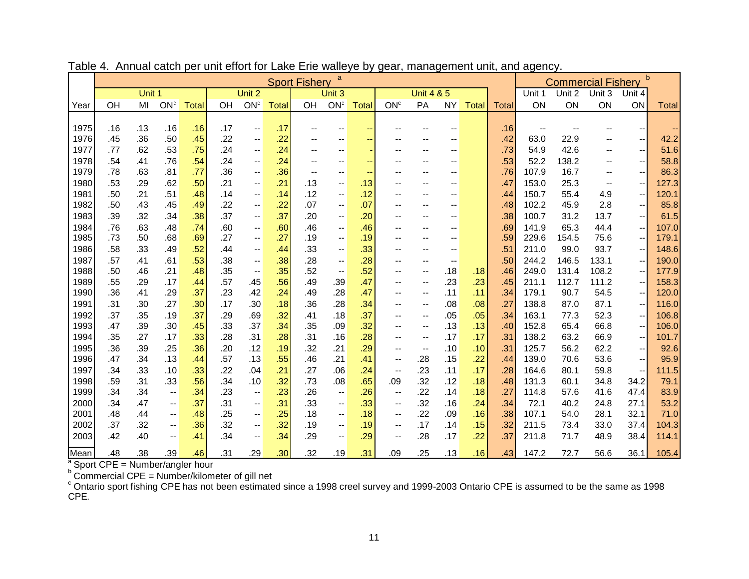Table 4. Annual catch per unit effort for Lake Erie walleye by gear, management unit, and agency.

| | Sport Fishery [a] | | | | | | | | | | | | | | | Commercial Fishery [b] | | | | |
|---|---|---|---|---|---|---|---|---|---|---|---|---|---|---|---|---|---|---|---|---|
| | Unit 1 | | | | Unit 2 | | | Unit 3 | | | Unit 4 & 5 | | | | | Unit 1 | Unit 2 | Unit 3 | Unit 4 | |
| Year | OH | MI | ON[c] | Total | OH | ON[c] | Total | OH | ON[c] | Total | ON[c] | PA | NY | Total | Total | ON | ON | ON | ON | Total |
| 1975 | .16 | .13 | .16 | .16 | .17 | -- | .17 | -- | -- | -- | -- | -- | -- | | .16 | -- | -- | -- | -- | -- |
| 1976 | .45 | .36 | .50 | .45 | .22 | -- | .22 | -- | -- | -- | -- | -- | -- | | .42 | 63.0 | 22.9 | -- | -- | 42.2 |
| 1977 | .77 | .62 | .53 | .75 | .24 | -- | .24 | -- | -- | - | -- | -- | -- | | .73 | 54.9 | 42.6 | -- | -- | 51.6 |
| 1978 | .54 | .41 | .76 | .54 | .24 | -- | .24 | -- | -- | -- | -- | -- | -- | | .53 | 52.2 | 138.2 | -- | -- | 58.8 |
| 1979 | .78 | .63 | .81 | .77 | .36 | -- | .36 | -- | -- | -- | -- | -- | -- | | .76 | 107.9 | 16.7 | -- | -- | 86.3 |
| 1980 | .53 | .29 | .62 | .50 | .21 | -- | .21 | .13 | -- | .13 | -- | -- | -- | | .47 | 153.0 | 25.3 | -- | -- | 127.3 |
| 1981 | .50 | .21 | .51 | .48 | .14 | -- | .14 | .12 | -- | .12 | -- | -- | -- | | .44 | 150.7 | 55.4 | 4.9 | -- | 120.1 |
| 1982 | .50 | .43 | .45 | .49 | .22 | -- | .22 | .07 | -- | .07 | -- | -- | -- | | .48 | 102.2 | 45.9 | 2.8 | -- | 85.8 |
| 1983 | .39 | .32 | .34 | .38 | .37 | -- | .37 | .20 | -- | .20 | -- | -- | -- | | .38 | 100.7 | 31.2 | 13.7 | -- | 61.5 |
| 1984 | .76 | .63 | .48 | .74 | .60 | -- | .60 | .46 | -- | .46 | -- | -- | -- | | .69 | 141.9 | 65.3 | 44.4 | -- | 107.0 |
| 1985 | .73 | .50 | .68 | .69 | .27 | -- | .27 | .19 | -- | .19 | -- | -- | -- | | .59 | 229.6 | 154.5 | 75.6 | -- | 179.1 |
| 1986 | .58 | .33 | .49 | .52 | .44 | -- | .44 | .33 | -- | .33 | -- | -- | -- | | .51 | 211.0 | 99.0 | 93.7 | -- | 148.6 |
| 1987 | .57 | .41 | .61 | .53 | .38 | -- | .38 | .28 | -- | .28 | -- | -- | -- | | .50 | 244.2 | 146.5 | 133.1 | -- | 190.0 |
| 1988 | .50 | .46 | .21 | .48 | .35 | -- | .35 | .52 | -- | .52 | -- | -- | .18 | .18 | .46 | 249.0 | 131.4 | 108.2 | -- | 177.9 |
| 1989 | .55 | .29 | .17 | .44 | .57 | .45 | .56 | .49 | .39 | .47 | -- | -- | .23 | .23 | .45 | 211.1 | 112.7 | 111.2 | -- | 158.3 |
| 1990 | .36 | .41 | .29 | .37 | .23 | .42 | .24 | .49 | .28 | .47 | -- | -- | .11 | .11 | .34 | 179.1 | 90.7 | 54.5 | -- | 120.0 |
| 1991 | .31 | .30 | .27 | .30 | .17 | .30 | .18 | .36 | .28 | .34 | -- | -- | .08 | .08 | .27 | 138.8 | 87.0 | 87.1 | -- | 116.0 |
| 1992 | .37 | .35 | .19 | .37 | .29 | .69 | .32 | .41 | .18 | .37 | -- | -- | .05 | .05 | .34 | 163.1 | 77.3 | 52.3 | -- | 106.8 |
| 1993 | .47 | .39 | .30 | .45 | .33 | .37 | .34 | .35 | .09 | .32 | -- | -- | .13 | .13 | .40 | 152.8 | 65.4 | 66.8 | -- | 106.0 |
| 1994 | .35 | .27 | .17 | .33 | .28 | .31 | .28 | .31 | .16 | .28 | -- | -- | .17 | .17 | .31 | 138.2 | 63.2 | 66.9 | -- | 101.7 |
| 1995 | .36 | .39 | .25 | .36 | .20 | .12 | .19 | .32 | .21 | .29 | -- | -- | .10 | .10 | .31 | 125.7 | 56.2 | 62.2 | -- | 92.6 |
| 1996 | .47 | .34 | .13 | .44 | .57 | .13 | .55 | .46 | .21 | .41 | -- | .28 | .15 | .22 | .44 | 139.0 | 70.6 | 53.6 | -- | 95.9 |
| 1997 | .34 | .33 | .10 | .33 | .22 | .04 | .21 | .27 | .06 | .24 | -- | .23 | .11 | .17 | .28 | 164.6 | 80.1 | 59.8 | -- | 111.5 |
| 1998 | .59 | .31 | .33 | .56 | .34 | .10 | .32 | .73 | .08 | .65 | .09 | .32 | .12 | .18 | .48 | 131.3 | 60.1 | 34.8 | 34.2 | 79.1 |
| 1999 | .34 | .34 | -- | .34 | .23 | -- | .23 | .26 | -- | .26 | -- | .22 | .14 | .18 | .27 | 114.8 | 57.6 | 41.6 | 47.4 | 83.9 |
| 2000 | .34 | .47 | -- | .37 | .31 | -- | .31 | .33 | -- | .33 | -- | .32 | .16 | .24 | .34 | 72.1 | 40.2 | 24.8 | 27.1 | 53.2 |
| 2001 | .48 | .44 | -- | .48 | .25 | -- | .25 | .18 | -- | .18 | -- | .22 | .09 | .16 | .38 | 107.1 | 54.0 | 28.1 | 32.1 | 71.0 |
| 2002 | .37 | .32 | -- | .36 | .32 | -- | .32 | .19 | -- | .19 | -- | .17 | .14 | .15 | .32 | 211.5 | 73.4 | 33.0 | 37.4 | 104.3 |
| 2003 | .42 | .40 | -- | .41 | .34 | -- | .34 | .29 | -- | .29 | -- | .28 | .17 | .22 | .37 | 211.8 | 71.7 | 48.9 | 38.4 | 114.1 |
| Mean | .48 | .38 | .39 | .46 | .31 | .29 | .30 | .32 | .19 | .31 | .09 | .25 | .13 | .16 | .43 | 147.2 | 72.7 | 56.6 | 36.1 | 105.4 |

[a] Sport CPE = Number/angler hour

[b] Commercial CPE = Number/kilometer of gill net

[c] Ontario sport fishing CPE has not been estimated since a 1998 creel survey and 1999-2003 Ontario CPE is assumed to be the same as 1998 CPE.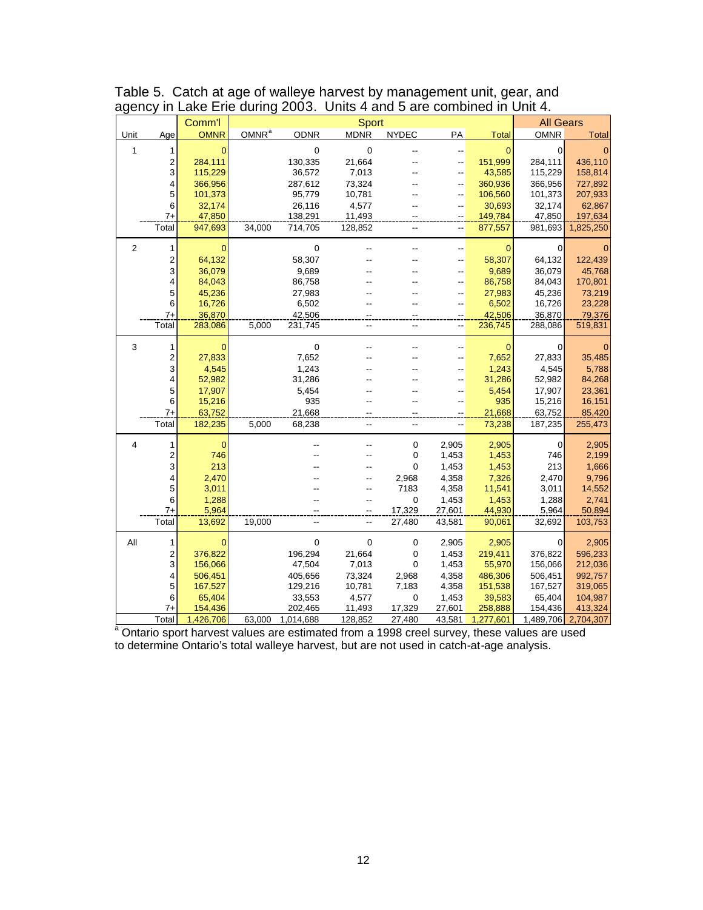Table 5. Catch at age of walleye harvest by management unit, gear, and agency in Lake Erie during 2003. Units 4 and 5 are combined in Unit 4.

| | | Comm'l | Sport | | | | | | | All Gears | |
|---|---|---|---|---|---|---|---|---|---|---|---|
| Unit | Age | OMNR | OMNR[a] | ODNR | MDNR | NYDEC | PA | Total | | OMNR | Total |
| 1 | 1 | 0 | | 0 | 0 | -- | -- | 0 | | 0 | 0 |
| | 2 | 284,111 | | 130,335 | 21,664 | -- | -- | 151,999 | | 284,111 | 436,110 |
| | 3 | 115,229 | | 36,572 | 7,013 | -- | -- | 43,585 | | 115,229 | 158,814 |
| | 4 | 366,956 | | 287,612 | 73,324 | -- | -- | 360,936 | | 366,956 | 727,892 |
| | 5 | 101,373 | | 95,779 | 10,781 | -- | -- | 106,560 | | 101,373 | 207,933 |
| | 6 | 32,174 | | 26,116 | 4,577 | -- | -- | 30,693 | | 32,174 | 62,867 |
| | 7+ | 47,850 | | 138,291 | 11,493 | -- | -- | 149,784 | | 47,850 | 197,634 |
| | Total | 947,693 | 34,000 | 714,705 | 128,852 | -- | -- | 877,557 | | 981,693 | 1,825,250 |
| 2 | 1 | 0 | | 0 | -- | -- | -- | 0 | | 0 | 0 |
| | 2 | 64,132 | | 58,307 | -- | -- | -- | 58,307 | | 64,132 | 122,439 |
| | 3 | 36,079 | | 9,689 | -- | -- | -- | 9,689 | | 36,079 | 45,768 |
| | 4 | 84,043 | | 86,758 | -- | -- | -- | 86,758 | | 84,043 | 170,801 |
| | 5 | 45,236 | | 27,983 | -- | -- | -- | 27,983 | | 45,236 | 73,219 |
| | 6 | 16,726 | | 6,502 | -- | -- | -- | 6,502 | | 16,726 | 23,228 |
| | 7+ | 36,870 | | 42,506 | -- | -- | -- | 42,506 | | 36,870 | 79,376 |
| | Total | 283,086 | 5,000 | 231,745 | -- | -- | -- | 236,745 | | 288,086 | 519,831 |
| 3 | 1 | 0 | | 0 | -- | -- | -- | 0 | | 0 | 0 |
| | 2 | 27,833 | | 7,652 | -- | -- | -- | 7,652 | | 27,833 | 35,485 |
| | 3 | 4,545 | | 1,243 | -- | -- | -- | 1,243 | | 4,545 | 5,788 |
| | 4 | 52,982 | | 31,286 | -- | -- | -- | 31,286 | | 52,982 | 84,268 |
| | 5 | 17,907 | | 5,454 | -- | -- | -- | 5,454 | | 17,907 | 23,361 |
| | 6 | 15,216 | | 935 | -- | -- | -- | 935 | | 15,216 | 16,151 |
| | 7+ | 63,752 | | 21,668 | -- | -- | -- | 21,668 | | 63,752 | 85,420 |
| | Total | 182,235 | 5,000 | 68,238 | -- | -- | -- | 73,238 | | 187,235 | 255,473 |
| 4 | 1 | 0 | | -- | -- | 0 | 2,905 | 2,905 | | 0 | 2,905 |
| | 2 | 746 | | -- | -- | 0 | 1,453 | 1,453 | | 746 | 2,199 |
| | 3 | 213 | | -- | -- | 0 | 1,453 | 1,453 | | 213 | 1,666 |
| | 4 | 2,470 | | -- | -- | 2,968 | 4,358 | 7,326 | | 2,470 | 9,796 |
| | 5 | 3,011 | | -- | -- | 7183 | 4,358 | 11,541 | | 3,011 | 14,552 |
| | 6 | 1,288 | | -- | -- | 0 | 1,453 | 1,453 | | 1,288 | 2,741 |
| | 7+ | 5,964 | | -- | -- | 17,329 | 27,601 | 44,930 | | 5,964 | 50,894 |
| | Total | 13,692 | 19,000 | -- | -- | 27,480 | 43,581 | 90,061 | | 32,692 | 103,753 |
| All | 1 | 0 | | 0 | 0 | 0 | 2,905 | 2,905 | | 0 | 2,905 |
| | 2 | 376,822 | | 196,294 | 21,664 | 0 | 1,453 | 219,411 | | 376,822 | 596,233 |
| | 3 | 156,066 | | 47,504 | 7,013 | 0 | 1,453 | 55,970 | | 156,066 | 212,036 |
| | 4 | 506,451 | | 405,656 | 73,324 | 2,968 | 4,358 | 486,306 | | 506,451 | 992,757 |
| | 5 | 167,527 | | 129,216 | 10,781 | 7,183 | 4,358 | 151,538 | | 167,527 | 319,065 |
| | 6 | 65,404 | | 33,553 | 4,577 | 0 | 1,453 | 39,583 | | 65,404 | 104,987 |
| | 7+ | 154,436 | | 202,465 | 11,493 | 17,329 | 27,601 | 258,888 | | 154,436 | 413,324 |
| | Total | 1,426,706 | 63,000 | 1,014,688 | 128,852 | 27,480 | 43,581 | 1,277,601 | | 1,489,706 | 2,704,307 |

[a] Ontario sport harvest values are estimated from a 1998 creel survey, these values are used to determine Ontario's total walleye harvest, but are not used in catch-at-age analysis.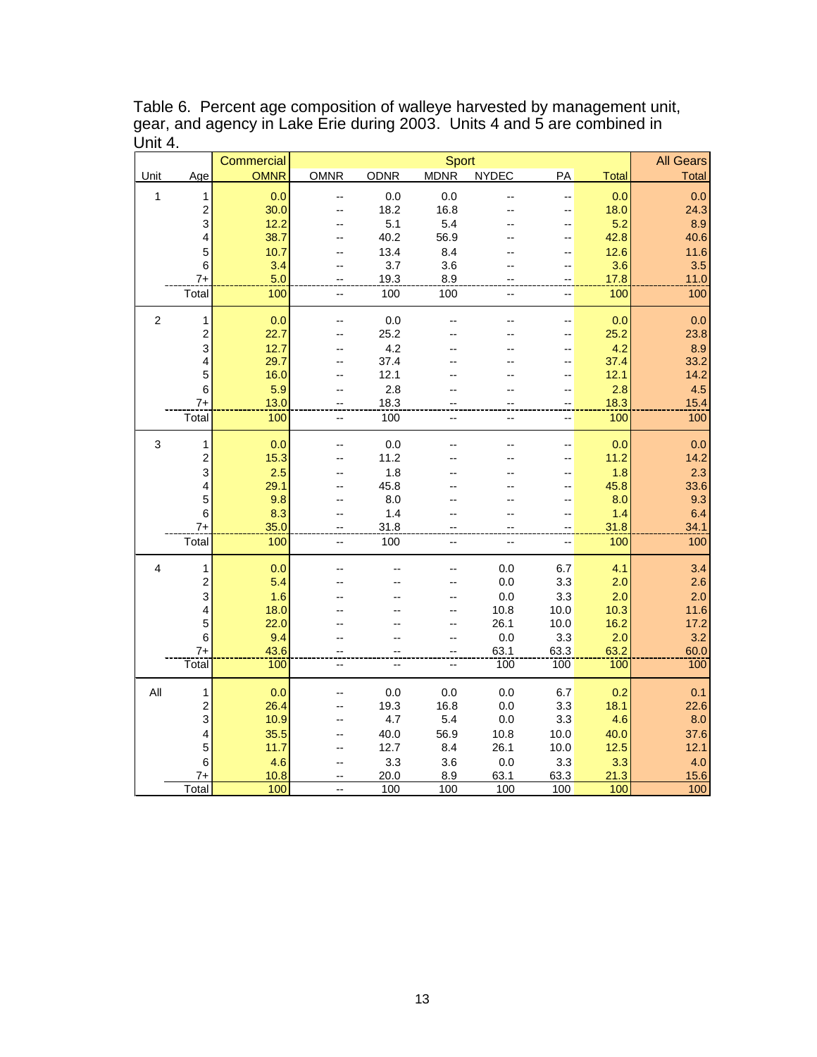Table 6. Percent age composition of walleye harvested by management unit, gear, and agency in Lake Erie during 2003. Units 4 and 5 are combined in Unit 4.

| | | Commercial | Sport | | | | | | All Gears |
|---|---|---|---|---|---|---|---|---|---|
| Unit | Age | OMNR | OMNR | ODNR | MDNR | NYDEC | PA | Total | Total |
| 1 | 1 | 0.0 | -- | 0.0 | 0.0 | -- | -- | 0.0 | 0.0 |
| | 2 | 30.0 | -- | 18.2 | 16.8 | -- | -- | 18.0 | 24.3 |
| | 3 | 12.2 | -- | 5.1 | 5.4 | -- | -- | 5.2 | 8.9 |
| | 4 | 38.7 | -- | 40.2 | 56.9 | -- | -- | 42.8 | 40.6 |
| | 5 | 10.7 | -- | 13.4 | 8.4 | -- | -- | 12.6 | 11.6 |
| | 6 | 3.4 | -- | 3.7 | 3.6 | -- | -- | 3.6 | 3.5 |
| | 7+ | 5.0 | -- | 19.3 | 8.9 | -- | -- | 17.8 | 11.0 |
| | Total | 100 | -- | 100 | 100 | -- | -- | 100 | 100 |
| 2 | 1 | 0.0 | -- | 0.0 | -- | -- | -- | 0.0 | 0.0 |
| | 2 | 22.7 | -- | 25.2 | -- | -- | -- | 25.2 | 23.8 |
| | 3 | 12.7 | -- | 4.2 | -- | -- | -- | 4.2 | 8.9 |
| | 4 | 29.7 | -- | 37.4 | -- | -- | -- | 37.4 | 33.2 |
| | 5 | 16.0 | -- | 12.1 | -- | -- | -- | 12.1 | 14.2 |
| | 6 | 5.9 | -- | 2.8 | -- | -- | -- | 2.8 | 4.5 |
| | 7+ | 13.0 | -- | 18.3 | -- | -- | -- | 18.3 | 15.4 |
| | Total | 100 | -- | 100 | -- | -- | -- | 100 | 100 |
| 3 | 1 | 0.0 | -- | 0.0 | -- | -- | -- | 0.0 | 0.0 |
| | 2 | 15.3 | -- | 11.2 | -- | -- | -- | 11.2 | 14.2 |
| | 3 | 2.5 | -- | 1.8 | -- | -- | -- | 1.8 | 2.3 |
| | 4 | 29.1 | -- | 45.8 | -- | -- | -- | 45.8 | 33.6 |
| | 5 | 9.8 | -- | 8.0 | -- | -- | -- | 8.0 | 9.3 |
| | 6 | 8.3 | -- | 1.4 | -- | -- | -- | 1.4 | 6.4 |
| | 7+ | 35.0 | -- | 31.8 | -- | -- | -- | 31.8 | 34.1 |
| | Total | 100 | -- | 100 | -- | -- | -- | 100 | 100 |
| 4 | 1 | 0.0 | -- | -- | -- | 0.0 | 6.7 | 4.1 | 3.4 |
| | 2 | 5.4 | -- | -- | -- | 0.0 | 3.3 | 2.0 | 2.6 |
| | 3 | 1.6 | -- | -- | -- | 0.0 | 3.3 | 2.0 | 2.0 |
| | 4 | 18.0 | -- | -- | -- | 10.8 | 10.0 | 10.3 | 11.6 |
| | 5 | 22.0 | -- | -- | -- | 26.1 | 10.0 | 16.2 | 17.2 |
| | 6 | 9.4 | -- | -- | -- | 0.0 | 3.3 | 2.0 | 3.2 |
| | 7+ | 43.6 | -- | -- | -- | 63.1 | 63.3 | 63.2 | 60.0 |
| | Total | 100 | -- | -- | -- | 100 | 100 | 100 | 100 |
| All | 1 | 0.0 | -- | 0.0 | 0.0 | 0.0 | 6.7 | 0.2 | 0.1 |
| | 2 | 26.4 | -- | 19.3 | 16.8 | 0.0 | 3.3 | 18.1 | 22.6 |
| | 3 | 10.9 | -- | 4.7 | 5.4 | 0.0 | 3.3 | 4.6 | 8.0 |
| | 4 | 35.5 | -- | 40.0 | 56.9 | 10.8 | 10.0 | 40.0 | 37.6 |
| | 5 | 11.7 | -- | 12.7 | 8.4 | 26.1 | 10.0 | 12.5 | 12.1 |
| | 6 | 4.6 | -- | 3.3 | 3.6 | 0.0 | 3.3 | 3.3 | 4.0 |
| | 7+ | 10.8 | -- | 20.0 | 8.9 | 63.1 | 63.3 | 21.3 | 15.6 |
| | Total | 100 | -- | 100 | 100 | 100 | 100 | 100 | 100 |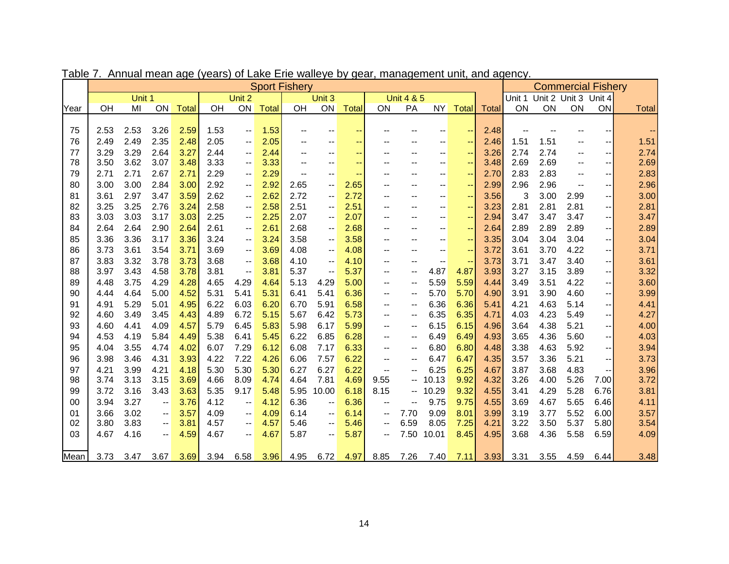Table 7. Annual mean age (years) of Lake Erie walleye by gear, management unit, and agency.

| | Sport Fishery | | | | | | | | | | | | | | | Commercial Fishery | | | | |
|---|---|---|---|---|---|---|---|---|---|---|---|---|---|---|---|---|---|---|---|---|
| | Unit 1 | | | | Unit 2 | | | Unit 3 | | | Unit 4 & 5 | | | | | Unit 1 | Unit 2 | Unit 3 | Unit 4 | |
| Year | OH | MI | ON | Total | OH | ON | Total | OH | ON | Total | ON | PA | NY | Total | Total | ON | ON | ON | ON | Total |
| 75 | 2.53 | 2.53 | 3.26 | 2.59 | 1.53 | -- | 1.53 | -- | -- | -- | -- | -- | -- | -- | 2.48 | -- | -- | -- | -- | -- |
| 76 | 2.49 | 2.49 | 2.35 | 2.48 | 2.05 | -- | 2.05 | -- | -- | -- | -- | -- | -- | -- | 2.46 | 1.51 | 1.51 | -- | -- | 1.51 |
| 77 | 3.29 | 3.29 | 2.64 | 3.27 | 2.44 | -- | 2.44 | -- | -- | -- | -- | -- | -- | -- | 3.26 | 2.74 | 2.74 | -- | -- | 2.74 |
| 78 | 3.50 | 3.62 | 3.07 | 3.48 | 3.33 | -- | 3.33 | -- | -- | -- | -- | -- | -- | -- | 3.48 | 2.69 | 2.69 | -- | -- | 2.69 |
| 79 | 2.71 | 2.71 | 2.67 | 2.71 | 2.29 | -- | 2.29 | -- | -- | -- | -- | -- | -- | -- | 2.70 | 2.83 | 2.83 | -- | -- | 2.83 |
| 80 | 3.00 | 3.00 | 2.84 | 3.00 | 2.92 | -- | 2.92 | 2.65 | -- | 2.65 | -- | -- | -- | -- | 2.99 | 2.96 | 2.96 | -- | -- | 2.96 |
| 81 | 3.61 | 2.97 | 3.47 | 3.59 | 2.62 | -- | 2.62 | 2.72 | -- | 2.72 | -- | -- | -- | -- | 3.56 | 3 | 3.00 | 2.99 | -- | 3.00 |
| 82 | 3.25 | 3.25 | 2.76 | 3.24 | 2.58 | -- | 2.58 | 2.51 | -- | 2.51 | -- | -- | -- | -- | 3.23 | 2.81 | 2.81 | 2.81 | -- | 2.81 |
| 83 | 3.03 | 3.03 | 3.17 | 3.03 | 2.25 | -- | 2.25 | 2.07 | -- | 2.07 | -- | -- | -- | -- | 2.94 | 3.47 | 3.47 | 3.47 | -- | 3.47 |
| 84 | 2.64 | 2.64 | 2.90 | 2.64 | 2.61 | -- | 2.61 | 2.68 | -- | 2.68 | -- | -- | -- | -- | 2.64 | 2.89 | 2.89 | 2.89 | -- | 2.89 |
| 85 | 3.36 | 3.36 | 3.17 | 3.36 | 3.24 | -- | 3.24 | 3.58 | -- | 3.58 | -- | -- | -- | -- | 3.35 | 3.04 | 3.04 | 3.04 | -- | 3.04 |
| 86 | 3.73 | 3.61 | 3.54 | 3.71 | 3.69 | -- | 3.69 | 4.08 | -- | 4.08 | -- | -- | -- | -- | 3.72 | 3.61 | 3.70 | 4.22 | -- | 3.71 |
| 87 | 3.83 | 3.32 | 3.78 | 3.73 | 3.68 | -- | 3.68 | 4.10 | -- | 4.10 | -- | -- | -- | -- | 3.73 | 3.71 | 3.47 | 3.40 | -- | 3.61 |
| 88 | 3.97 | 3.43 | 4.58 | 3.78 | 3.81 | -- | 3.81 | 5.37 | -- | 5.37 | -- | -- | 4.87 | 4.87 | 3.93 | 3.27 | 3.15 | 3.89 | -- | 3.32 |
| 89 | 4.48 | 3.75 | 4.29 | 4.28 | 4.65 | 4.29 | 4.64 | 5.13 | 4.29 | 5.00 | -- | -- | 5.59 | 5.59 | 4.44 | 3.49 | 3.51 | 4.22 | -- | 3.60 |
| 90 | 4.44 | 4.64 | 5.00 | 4.52 | 5.31 | 5.41 | 5.31 | 6.41 | 5.41 | 6.36 | -- | -- | 5.70 | 5.70 | 4.90 | 3.91 | 3.90 | 4.60 | -- | 3.99 |
| 91 | 4.91 | 5.29 | 5.01 | 4.95 | 6.22 | 6.03 | 6.20 | 6.70 | 5.91 | 6.58 | -- | -- | 6.36 | 6.36 | 5.41 | 4.21 | 4.63 | 5.14 | -- | 4.41 |
| 92 | 4.60 | 3.49 | 3.45 | 4.43 | 4.89 | 6.72 | 5.15 | 5.67 | 6.42 | 5.73 | -- | -- | 6.35 | 6.35 | 4.71 | 4.03 | 4.23 | 5.49 | -- | 4.27 |
| 93 | 4.60 | 4.41 | 4.09 | 4.57 | 5.79 | 6.45 | 5.83 | 5.98 | 6.17 | 5.99 | -- | -- | 6.15 | 6.15 | 4.96 | 3.64 | 4.38 | 5.21 | -- | 4.00 |
| 94 | 4.53 | 4.19 | 5.84 | 4.49 | 5.38 | 6.41 | 5.45 | 6.22 | 6.85 | 6.28 | -- | -- | 6.49 | 6.49 | 4.93 | 3.65 | 4.36 | 5.60 | -- | 4.03 |
| 95 | 4.04 | 3.55 | 4.74 | 4.02 | 6.07 | 7.29 | 6.12 | 6.08 | 7.17 | 6.33 | -- | -- | 6.80 | 6.80 | 4.48 | 3.38 | 4.63 | 5.92 | -- | 3.94 |
| 96 | 3.98 | 3.46 | 4.31 | 3.93 | 4.22 | 7.22 | 4.26 | 6.06 | 7.57 | 6.22 | -- | -- | 6.47 | 6.47 | 4.35 | 3.57 | 3.36 | 5.21 | -- | 3.73 |
| 97 | 4.21 | 3.99 | 4.21 | 4.18 | 5.30 | 5.30 | 5.30 | 6.27 | 6.27 | 6.22 | -- | -- | 6.25 | 6.25 | 4.67 | 3.87 | 3.68 | 4.83 | -- | 3.96 |
| 98 | 3.74 | 3.13 | 3.15 | 3.69 | 4.66 | 8.09 | 4.74 | 4.64 | 7.81 | 4.69 | 9.55 | -- | 10.13 | 9.92 | 4.32 | 3.26 | 4.00 | 5.26 | 7.00 | 3.72 |
| 99 | 3.72 | 3.16 | 3.43 | 3.63 | 5.35 | 9.17 | 5.48 | 5.95 | 10.00 | 6.18 | 8.15 | -- | 10.29 | 9.32 | 4.55 | 3.41 | 4.29 | 5.28 | 6.76 | 3.81 |
| 00 | 3.94 | 3.27 | -- | 3.76 | 4.12 | -- | 4.12 | 6.36 | -- | 6.36 | -- | -- | 9.75 | 9.75 | 4.55 | 3.69 | 4.67 | 5.65 | 6.46 | 4.11 |
| 01 | 3.66 | 3.02 | -- | 3.57 | 4.09 | -- | 4.09 | 6.14 | -- | 6.14 | -- | 7.70 | 9.09 | 8.01 | 3.99 | 3.19 | 3.77 | 5.52 | 6.00 | 3.57 |
| 02 | 3.80 | 3.83 | -- | 3.81 | 4.57 | -- | 4.57 | 5.46 | -- | 5.46 | -- | 6.59 | 8.05 | 7.25 | 4.21 | 3.22 | 3.50 | 5.37 | 5.80 | 3.54 |
| 03 | 4.67 | 4.16 | -- | 4.59 | 4.67 | -- | 4.67 | 5.87 | -- | 5.87 | -- | 7.50 | 10.01 | 8.45 | 4.95 | 3.68 | 4.36 | 5.58 | 6.59 | 4.09 |
| Mean | 3.73 | 3.47 | 3.67 | 3.69 | 3.94 | 6.58 | 3.96 | 4.95 | 6.72 | 4.97 | 8.85 | 7.26 | 7.40 | 7.11 | 3.93 | 3.31 | 3.55 | 4.59 | 6.44 | 3.48 |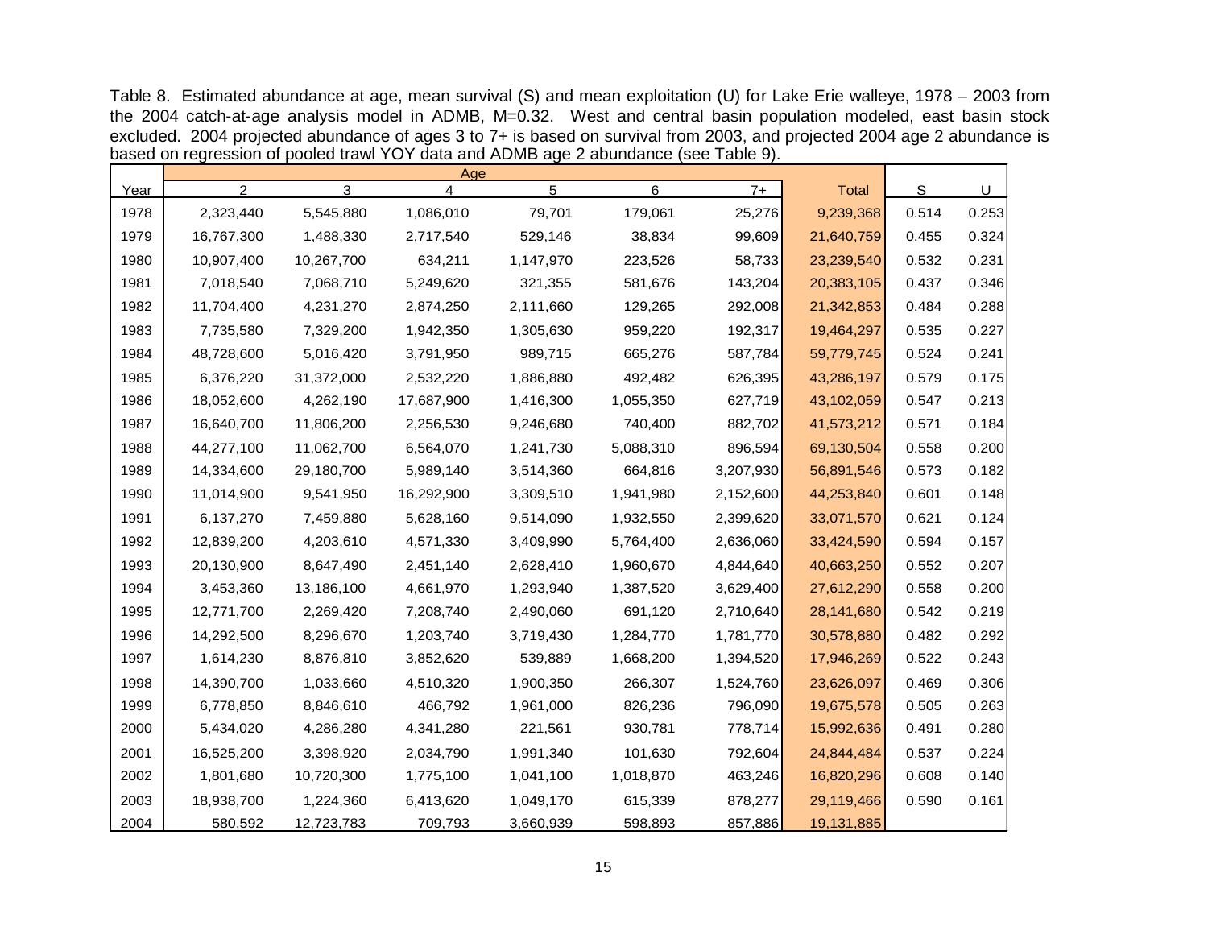Table 8. Estimated abundance at age, mean survival (S) and mean exploitation (U) for Lake Erie walleye, 1978 – 2003 from the 2004 catch-at-age analysis model in ADMB, M=0.32. West and central basin population modeled, east basin stock excluded. 2004 projected abundance of ages 3 to 7+ is based on survival from 2003, and projected 2004 age 2 abundance is based on regression of pooled trawl YOY data and ADMB age 2 abundance (see Table 9).

| | Age | | | | | | | | |
|---|---|---|---|---|---|---|---|---|---|
| Year | 2 | 3 | 4 | 5 | 6 | 7+ | Total | S | U |
| 1978 | 2,323,440 | 5,545,880 | 1,086,010 | 79,701 | 179,061 | 25,276 | 9,239,368 | 0.514 | 0.253 |
| 1979 | 16,767,300 | 1,488,330 | 2,717,540 | 529,146 | 38,834 | 99,609 | 21,640,759 | 0.455 | 0.324 |
| 1980 | 10,907,400 | 10,267,700 | 634,211 | 1,147,970 | 223,526 | 58,733 | 23,239,540 | 0.532 | 0.231 |
| 1981 | 7,018,540 | 7,068,710 | 5,249,620 | 321,355 | 581,676 | 143,204 | 20,383,105 | 0.437 | 0.346 |
| 1982 | 11,704,400 | 4,231,270 | 2,874,250 | 2,111,660 | 129,265 | 292,008 | 21,342,853 | 0.484 | 0.288 |
| 1983 | 7,735,580 | 7,329,200 | 1,942,350 | 1,305,630 | 959,220 | 192,317 | 19,464,297 | 0.535 | 0.227 |
| 1984 | 48,728,600 | 5,016,420 | 3,791,950 | 989,715 | 665,276 | 587,784 | 59,779,745 | 0.524 | 0.241 |
| 1985 | 6,376,220 | 31,372,000 | 2,532,220 | 1,886,880 | 492,482 | 626,395 | 43,286,197 | 0.579 | 0.175 |
| 1986 | 18,052,600 | 4,262,190 | 17,687,900 | 1,416,300 | 1,055,350 | 627,719 | 43,102,059 | 0.547 | 0.213 |
| 1987 | 16,640,700 | 11,806,200 | 2,256,530 | 9,246,680 | 740,400 | 882,702 | 41,573,212 | 0.571 | 0.184 |
| 1988 | 44,277,100 | 11,062,700 | 6,564,070 | 1,241,730 | 5,088,310 | 896,594 | 69,130,504 | 0.558 | 0.200 |
| 1989 | 14,334,600 | 29,180,700 | 5,989,140 | 3,514,360 | 664,816 | 3,207,930 | 56,891,546 | 0.573 | 0.182 |
| 1990 | 11,014,900 | 9,541,950 | 16,292,900 | 3,309,510 | 1,941,980 | 2,152,600 | 44,253,840 | 0.601 | 0.148 |
| 1991 | 6,137,270 | 7,459,880 | 5,628,160 | 9,514,090 | 1,932,550 | 2,399,620 | 33,071,570 | 0.621 | 0.124 |
| 1992 | 12,839,200 | 4,203,610 | 4,571,330 | 3,409,990 | 5,764,400 | 2,636,060 | 33,424,590 | 0.594 | 0.157 |
| 1993 | 20,130,900 | 8,647,490 | 2,451,140 | 2,628,410 | 1,960,670 | 4,844,640 | 40,663,250 | 0.552 | 0.207 |
| 1994 | 3,453,360 | 13,186,100 | 4,661,970 | 1,293,940 | 1,387,520 | 3,629,400 | 27,612,290 | 0.558 | 0.200 |
| 1995 | 12,771,700 | 2,269,420 | 7,208,740 | 2,490,060 | 691,120 | 2,710,640 | 28,141,680 | 0.542 | 0.219 |
| 1996 | 14,292,500 | 8,296,670 | 1,203,740 | 3,719,430 | 1,284,770 | 1,781,770 | 30,578,880 | 0.482 | 0.292 |
| 1997 | 1,614,230 | 8,876,810 | 3,852,620 | 539,889 | 1,668,200 | 1,394,520 | 17,946,269 | 0.522 | 0.243 |
| 1998 | 14,390,700 | 1,033,660 | 4,510,320 | 1,900,350 | 266,307 | 1,524,760 | 23,626,097 | 0.469 | 0.306 |
| 1999 | 6,778,850 | 8,846,610 | 466,792 | 1,961,000 | 826,236 | 796,090 | 19,675,578 | 0.505 | 0.263 |
| 2000 | 5,434,020 | 4,286,280 | 4,341,280 | 221,561 | 930,781 | 778,714 | 15,992,636 | 0.491 | 0.280 |
| 2001 | 16,525,200 | 3,398,920 | 2,034,790 | 1,991,340 | 101,630 | 792,604 | 24,844,484 | 0.537 | 0.224 |
| 2002 | 1,801,680 | 10,720,300 | 1,775,100 | 1,041,100 | 1,018,870 | 463,246 | 16,820,296 | 0.608 | 0.140 |
| 2003 | 18,938,700 | 1,224,360 | 6,413,620 | 1,049,170 | 615,339 | 878,277 | 29,119,466 | 0.590 | 0.161 |
| 2004 | 580,592 | 12,723,783 | 709,793 | 3,660,939 | 598,893 | 857,886 | 19,131,885 | | |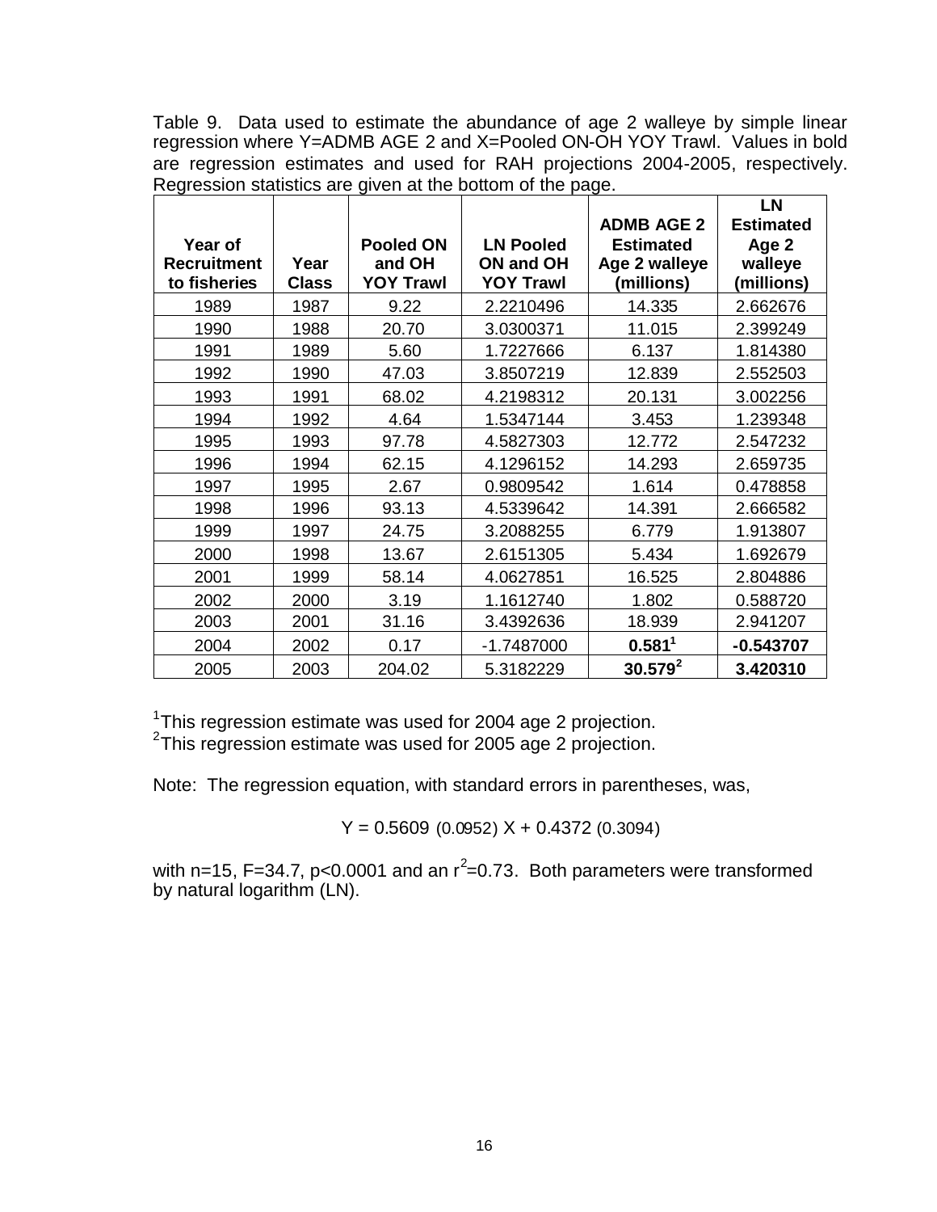Table 9. Data used to estimate the abundance of age 2 walleye by simple linear regression where Y=ADMB AGE 2 and X=Pooled ON-OH YOY Trawl. Values in bold are regression estimates and used for RAH projections 2004-2005, respectively. Regression statistics are given at the bottom of the page.

| Year of Recruitment to fisheries | Year Class | Pooled ON and OH YOY Trawl | LN Pooled ON and OH YOY Trawl | ADMB AGE 2 Estimated Age 2 walleye (millions) | LN Estimated Age 2 walleye (millions) |
|---|---|---|---|---|---|
| 1989 | 1987 | 9.22 | 2.2210496 | 14.335 | 2.662676 |
| 1990 | 1988 | 20.70 | 3.0300371 | 11.015 | 2.399249 |
| 1991 | 1989 | 5.60 | 1.7227666 | 6.137 | 1.814380 |
| 1992 | 1990 | 47.03 | 3.8507219 | 12.839 | 2.552503 |
| 1993 | 1991 | 68.02 | 4.2198312 | 20.131 | 3.002256 |
| 1994 | 1992 | 4.64 | 1.5347144 | 3.453 | 1.239348 |
| 1995 | 1993 | 97.78 | 4.5827303 | 12.772 | 2.547232 |
| 1996 | 1994 | 62.15 | 4.1296152 | 14.293 | 2.659735 |
| 1997 | 1995 | 2.67 | 0.9809542 | 1.614 | 0.478858 |
| 1998 | 1996 | 93.13 | 4.5339642 | 14.391 | 2.666582 |
| 1999 | 1997 | 24.75 | 3.2088255 | 6.779 | 1.913807 |
| 2000 | 1998 | 13.67 | 2.6151305 | 5.434 | 1.692679 |
| 2001 | 1999 | 58.14 | 4.0627851 | 16.525 | 2.804886 |
| 2002 | 2000 | 3.19 | 1.1612740 | 1.802 | 0.588720 |
| 2003 | 2001 | 31.16 | 3.4392636 | 18.939 | 2.941207 |
| 2004 | 2002 | 0.17 | -1.7487000 | **0.581**[1] | **-0.543707** |
| 2005 | 2003 | 204.02 | 5.3182229 | **30.579**[2] | **3.420310** |

[1]This regression estimate was used for 2004 age 2 projection.
[2]This regression estimate was used for 2005 age 2 projection.

Note: The regression equation, with standard errors in parentheses, was,

$$Y = 0.5609\ (0.0952)\ X + 0.4372\ (0.3094)$$

with n=15, F=34.7, $p<0.0001$ and an $r^2$=0.73. Both parameters were transformed by natural logarithm (LN).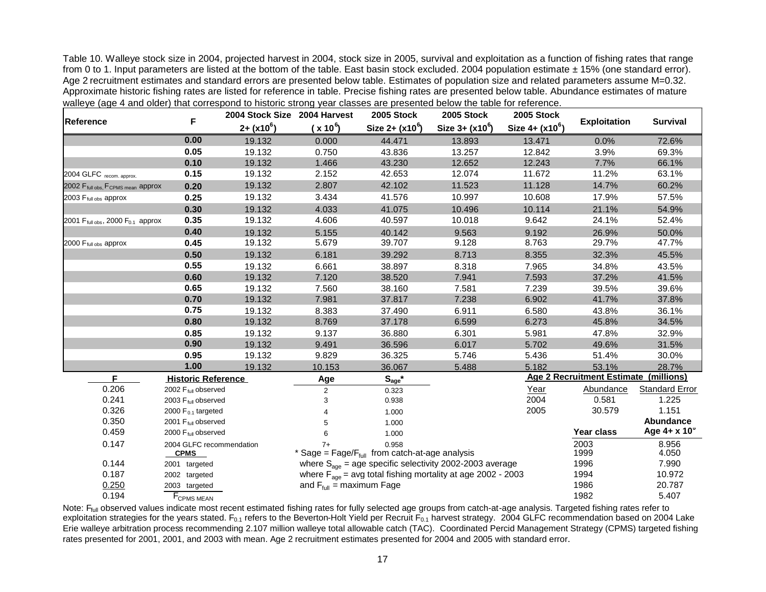Table 10. Walleye stock size in 2004, projected harvest in 2004, stock size in 2005, survival and exploitation as a function of fishing rates that range from 0 to 1. Input parameters are listed at the bottom of the table. East basin stock excluded. 2004 population estimate ± 15% (one standard error). Age 2 recruitment estimates and standard errors are presented below table. Estimates of population size and related parameters assume M=0.32. Approximate historic fishing rates are listed for reference in table. Precise fishing rates are presented below table. Abundance estimates of mature walleye (age 4 and older) that correspond to historic strong year classes are presented below the table for reference.

| Reference | F | 2004 Stock Size 2+ ($x10^6$) | 2004 Harvest ($x 10^6$) | 2005 Stock Size 2+ ($x10^6$) | 2005 Stock Size 3+ ($x10^6$) | 2005 Stock Size 4+ ($x10^6$) | Exploitation | Survival |
|---|---|---|---|---|---|---|---|---|
| | **0.00** | 19.132 | 0.000 | 44.471 | 13.893 | 13.471 | 0.0% | 72.6% |
| | **0.05** | 19.132 | 0.750 | 43.836 | 13.257 | 12.842 | 3.9% | 69.3% |
| | **0.10** | 19.132 | 1.466 | 43.230 | 12.652 | 12.243 | 7.7% | 66.1% |
| 2004 GLFC recom. approx. | **0.15** | 19.132 | 2.152 | 42.653 | 12.074 | 11.672 | 11.2% | 63.1% |
| 2002 $F_{full\ obs}$, $F_{CPMS\ mean}$ approx | **0.20** | 19.132 | 2.807 | 42.102 | 11.523 | 11.128 | 14.7% | 60.2% |
| 2003 $F_{full\ obs}$ approx | **0.25** | 19.132 | 3.434 | 41.576 | 10.997 | 10.608 | 17.9% | 57.5% |
| | **0.30** | 19.132 | 4.033 | 41.075 | 10.496 | 10.114 | 21.1% | 54.9% |
| 2001 $F_{full\ obs}$, 2000 $F_{0.1}$ approx | **0.35** | 19.132 | 4.606 | 40.597 | 10.018 | 9.642 | 24.1% | 52.4% |
| | **0.40** | 19.132 | 5.155 | 40.142 | 9.563 | 9.192 | 26.9% | 50.0% |
| 2000 $F_{full\ obs}$ approx | **0.45** | 19.132 | 5.679 | 39.707 | 9.128 | 8.763 | 29.7% | 47.7% |
| | **0.50** | 19.132 | 6.181 | 39.292 | 8.713 | 8.355 | 32.3% | 45.5% |
| | **0.55** | 19.132 | 6.661 | 38.897 | 8.318 | 7.965 | 34.8% | 43.5% |
| | **0.60** | 19.132 | 7.120 | 38.520 | 7.941 | 7.593 | 37.2% | 41.5% |
| | **0.65** | 19.132 | 7.560 | 38.160 | 7.581 | 7.239 | 39.5% | 39.6% |
| | **0.70** | 19.132 | 7.981 | 37.817 | 7.238 | 6.902 | 41.7% | 37.8% |
| | **0.75** | 19.132 | 8.383 | 37.490 | 6.911 | 6.580 | 43.8% | 36.1% |
| | **0.80** | 19.132 | 8.769 | 37.178 | 6.599 | 6.273 | 45.8% | 34.5% |
| | **0.85** | 19.132 | 9.137 | 36.880 | 6.301 | 5.981 | 47.8% | 32.9% |
| | **0.90** | 19.132 | 9.491 | 36.596 | 6.017 | 5.702 | 49.6% | 31.5% |
| | **0.95** | 19.132 | 9.829 | 36.325 | 5.746 | 5.436 | 51.4% | 30.0% |
| | **1.00** | 19.132 | 10.153 | 36.067 | 5.488 | 5.182 | 53.1% | 28.7% |

| F | Historic Reference |
|---|---|
| 0.206 | 2002 $F_{full}$ observed |
| 0.241 | 2003 $F_{full}$ observed |
| 0.326 | 2000 $F_{0.1}$ targeted |
| 0.350 | 2001 $F_{full}$ observed |
| 0.459 | 2000 $F_{full}$ observed |
| 0.147 | 2004 GLFC recommendation |
| | **CPMS** |
| 0.144 | 2001 targeted |
| 0.187 | 2002 targeted |
| 0.250 | 2003 targeted |
| 0.194 | $F_{CPMS\ MEAN}$ |

| Age | $S_{age}$* |
|---|---|
| 2 | 0.323 |
| 3 | 0.938 |
| 4 | 1.000 |
| 5 | 1.000 |
| 6 | 1.000 |
| 7+ | 0.958 |

\* Sage = $F_{age}/F_{full}$ from catch-at-age analysis
where $S_{age}$ = age specific selectivity 2002-2003 average
where $F_{age}$ = avg total fishing mortality at age 2002 - 2003
and $F_{full}$ = maximum Fage

**Age 2 Recruitment Estimate (millions)**

| Year | Abundance | Standard Error |
|---|---|---|
| 2004 | 0.581 | 1.225 |
| 2005 | 30.579 | 1.151 |

| Year class | Abundance Age 4+ x $10^6$ |
|---|---|
| 2003 | 8.956 |
| 1999 | 4.050 |
| 1996 | 7.990 |
| 1994 | 10.972 |
| 1986 | 20.787 |
| 1982 | 5.407 |

Note: $F_{full}$ observed values indicate most recent estimated fishing rates for fully selected age groups from catch-at-age analysis. Targeted fishing rates refer to exploitation strategies for the years stated. $F_{0.1}$ refers to the Beverton-Holt Yield per Recruit $F_{0.1}$ harvest strategy. 2004 GLFC recommendation based on 2004 Lake Erie walleye arbitration process recommending 2.107 million walleye total allowable catch (TAC). Coordinated Percid Management Strategy (CPMS) targeted fishing rates presented for 2001, 2001, and 2003 with mean. Age 2 recruitment estimates presented for 2004 and 2005 with standard error.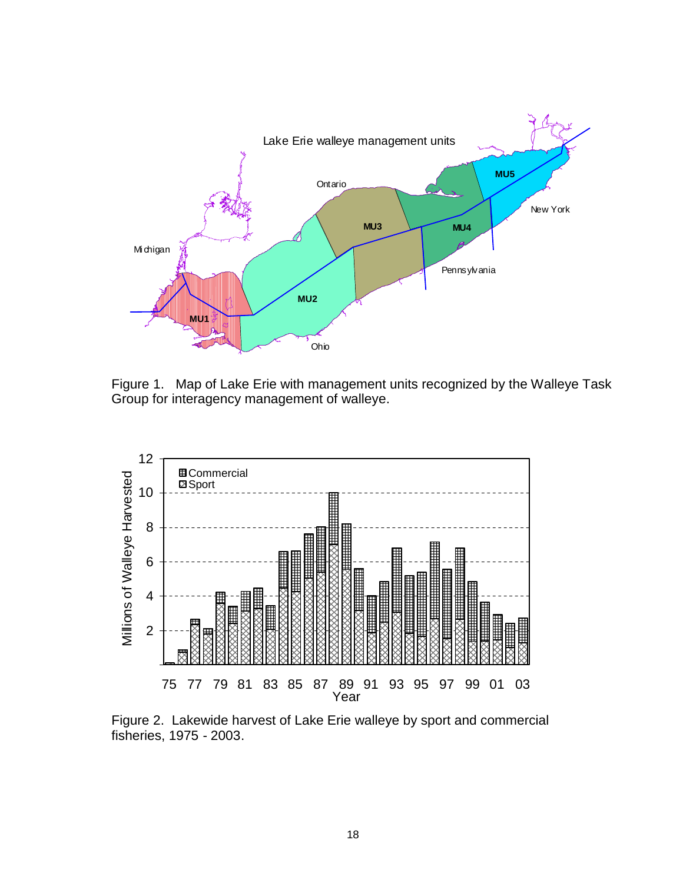Figure 1. Map of Lake Erie with management units recognized by the Walleye Task Group for interagency management of walleye.

Figure 2. Lakewide harvest of Lake Erie walleye by sport and commercial fisheries, 1975 - 2003.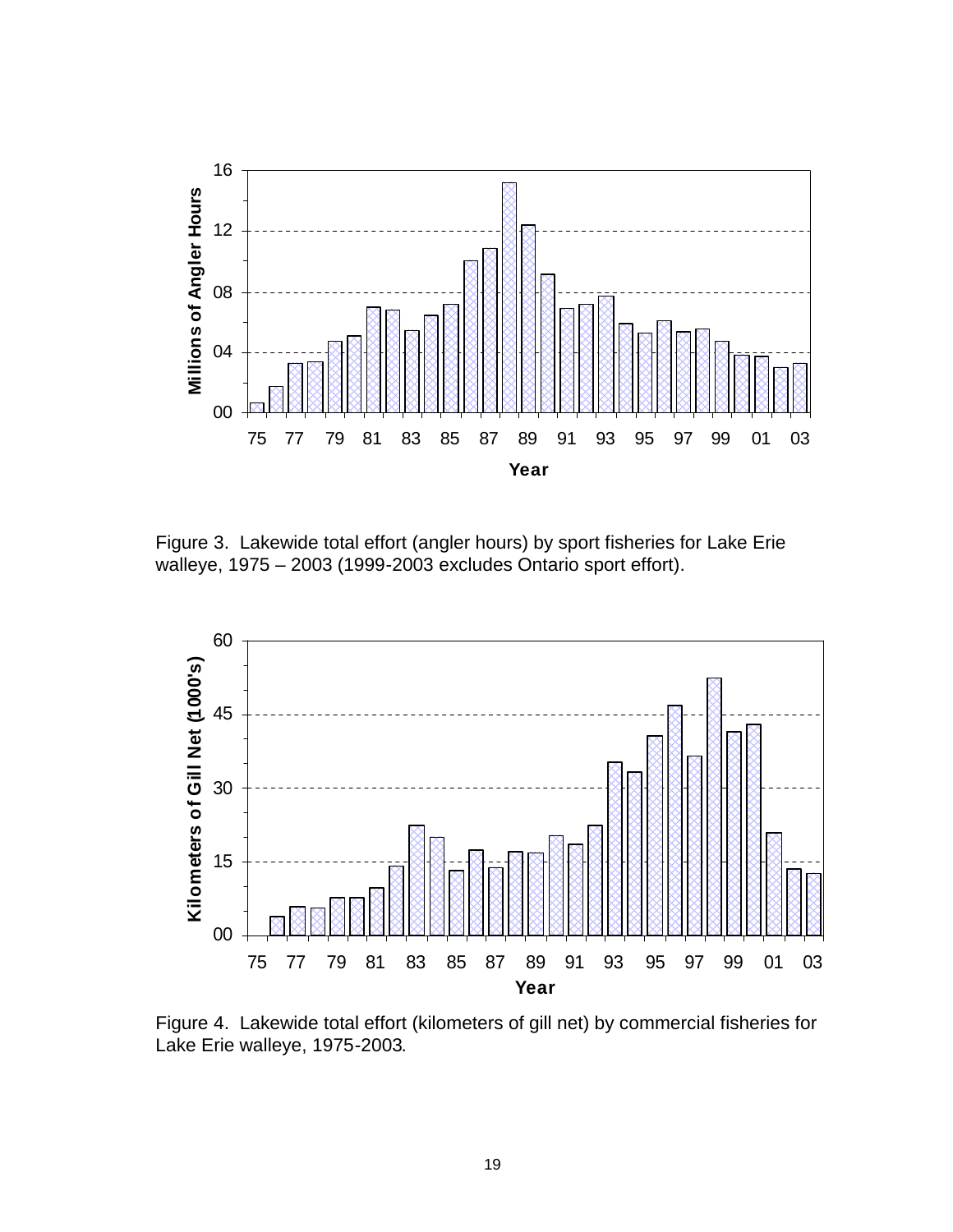Figure 3. Lakewide total effort (angler hours) by sport fisheries for Lake Erie walleye, 1975 – 2003 (1999-2003 excludes Ontario sport effort).

Figure 4. Lakewide total effort (kilometers of gill net) by commercial fisheries for Lake Erie walleye, 1975-2003.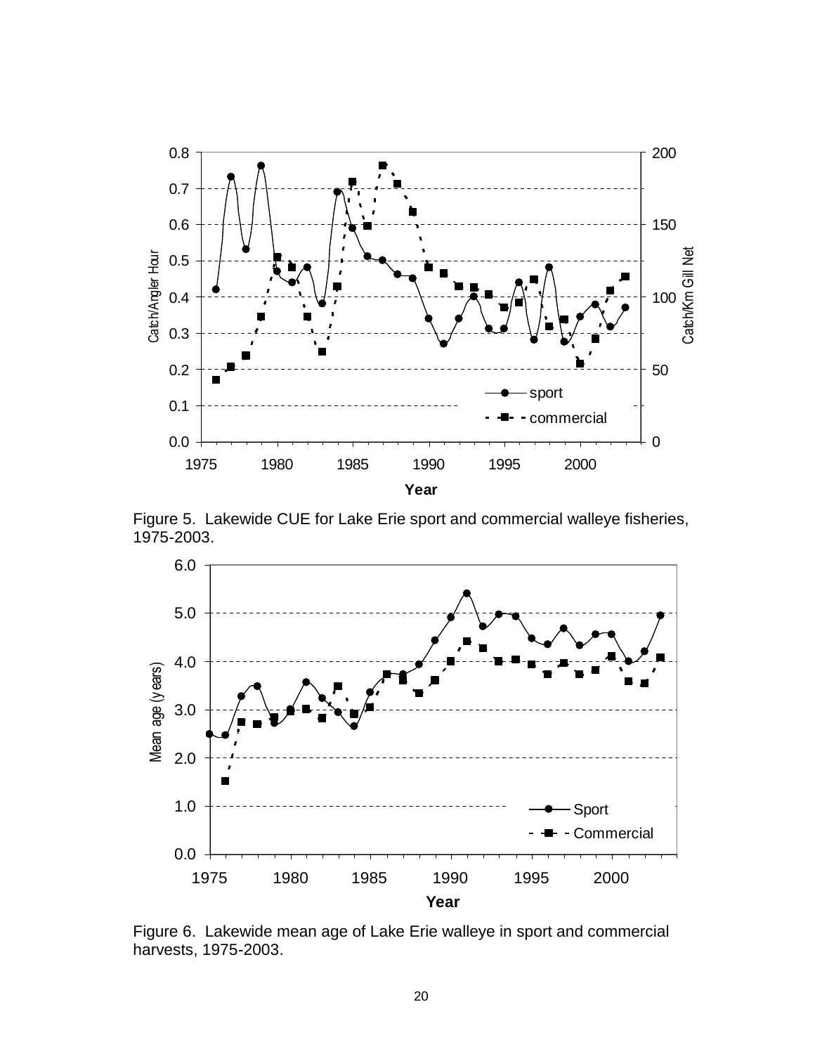Figure 5. Lakewide CUE for Lake Erie sport and commercial walleye fisheries, 1975-2003.

Figure 6. Lakewide mean age of Lake Erie walleye in sport and commercial harvests, 1975-2003.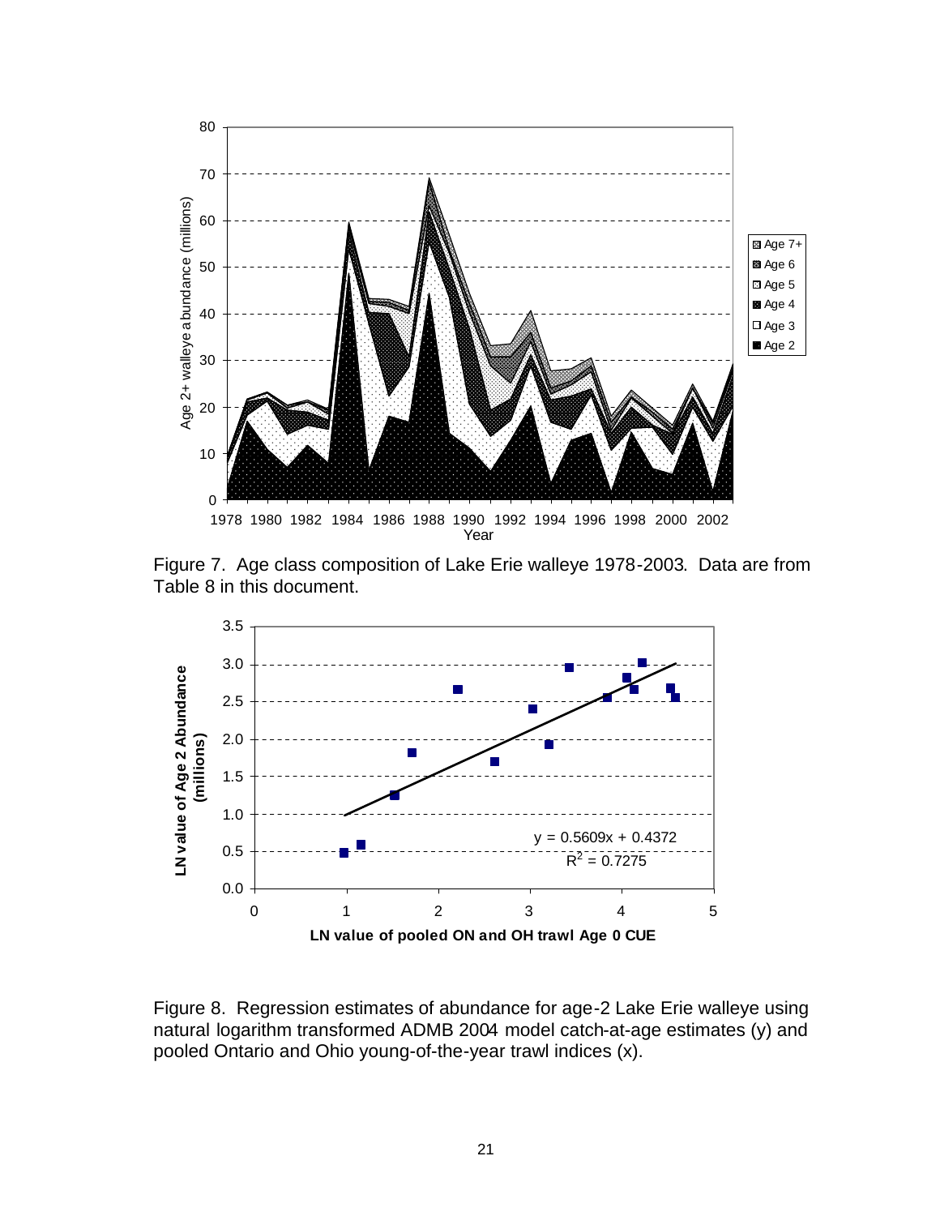Figure 7. Age class composition of Lake Erie walleye 1978-2003. Data are from Table 8 in this document.

Figure 8. Regression estimates of abundance for age-2 Lake Erie walleye using natural logarithm transformed ADMB 2004 model catch-at-age estimates (y) and pooled Ontario and Ohio young-of-the-year trawl indices (x).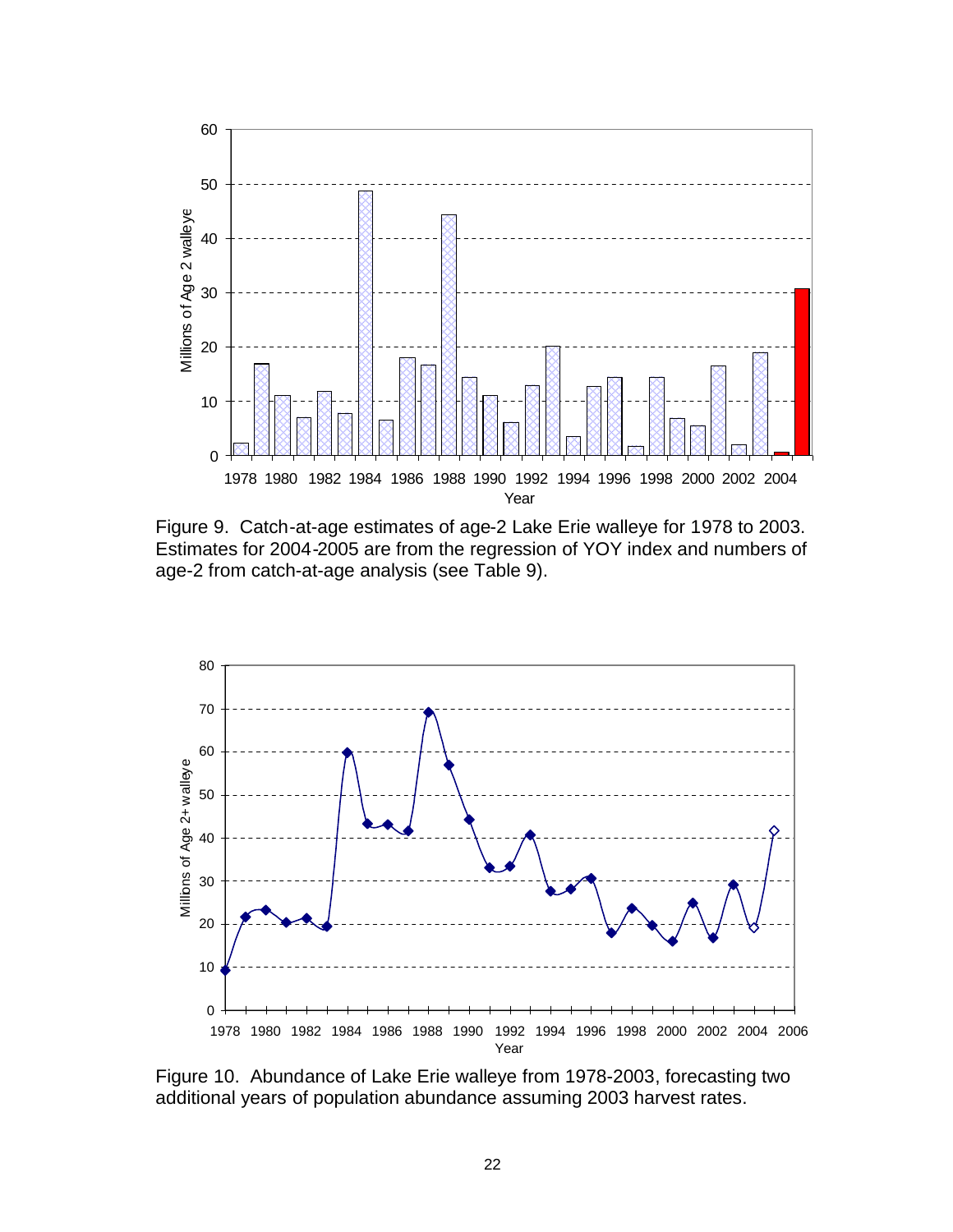60
50
40
30
20
10
0

Millions of Age 2 walleye

1978 1980 1982 1984 1986 1988 1990 1992 1994 1996 1998 2000 2002 2004

Year

Figure 9. Catch-at-age estimates of age-2 Lake Erie walleye for 1978 to 2003. Estimates for 2004-2005 are from the regression of YOY index and numbers of age-2 from catch-at-age analysis (see Table 9).

80
70
60
50
40
30
20
10
0

Millions of Age 2+ walleye

1978 1980 1982 1984 1986 1988 1990 1992 1994 1996 1998 2000 2002 2004 2006

Year

Figure 10. Abundance of Lake Erie walleye from 1978-2003, forecasting two additional years of population abundance assuming 2003 harvest rates.